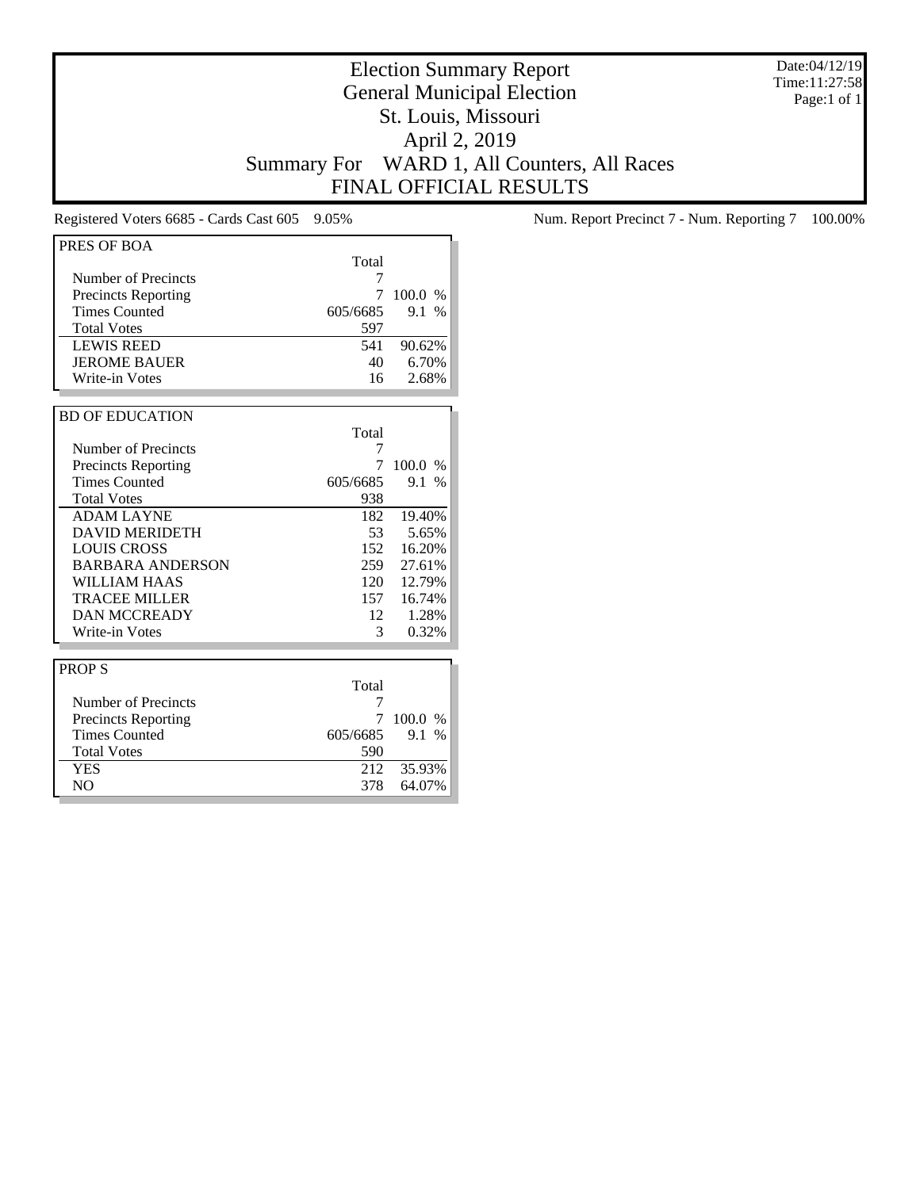# Election Summary Report
## General Municipal Election
## St. Louis, Missouri
## April 2, 2019
## Summary For WARD 1, All Counters, All Races
## FINAL OFFICIAL RESULTS

Date:04/12/19
Time:11:27:58
Page:1 of 1

Registered Voters 6685 - Cards Cast 605 9.05%

Num. Report Precinct 7 - Num. Reporting 7 100.00%

| PRES OF BOA | Total | |
|---|---|---|
| Number of Precincts | 7 | |
| Precincts Reporting | 7 | 100.0 % |
| Times Counted | 605/6685 | 9.1 % |
| Total Votes | 597 | |
| LEWIS REED | 541 | 90.62% |
| JEROME BAUER | 40 | 6.70% |
| Write-in Votes | 16 | 2.68% |

| BD OF EDUCATION | Total | |
|---|---|---|
| Number of Precincts | 7 | |
| Precincts Reporting | 7 | 100.0 % |
| Times Counted | 605/6685 | 9.1 % |
| Total Votes | 938 | |
| ADAM LAYNE | 182 | 19.40% |
| DAVID MERIDETH | 53 | 5.65% |
| LOUIS CROSS | 152 | 16.20% |
| BARBARA ANDERSON | 259 | 27.61% |
| WILLIAM HAAS | 120 | 12.79% |
| TRACEE MILLER | 157 | 16.74% |
| DAN MCCREADY | 12 | 1.28% |
| Write-in Votes | 3 | 0.32% |

| PROP S | Total | |
|---|---|---|
| Number of Precincts | 7 | |
| Precincts Reporting | 7 | 100.0 % |
| Times Counted | 605/6685 | 9.1 % |
| Total Votes | 590 | |
| YES | 212 | 35.93% |
| NO | 378 | 64.07% |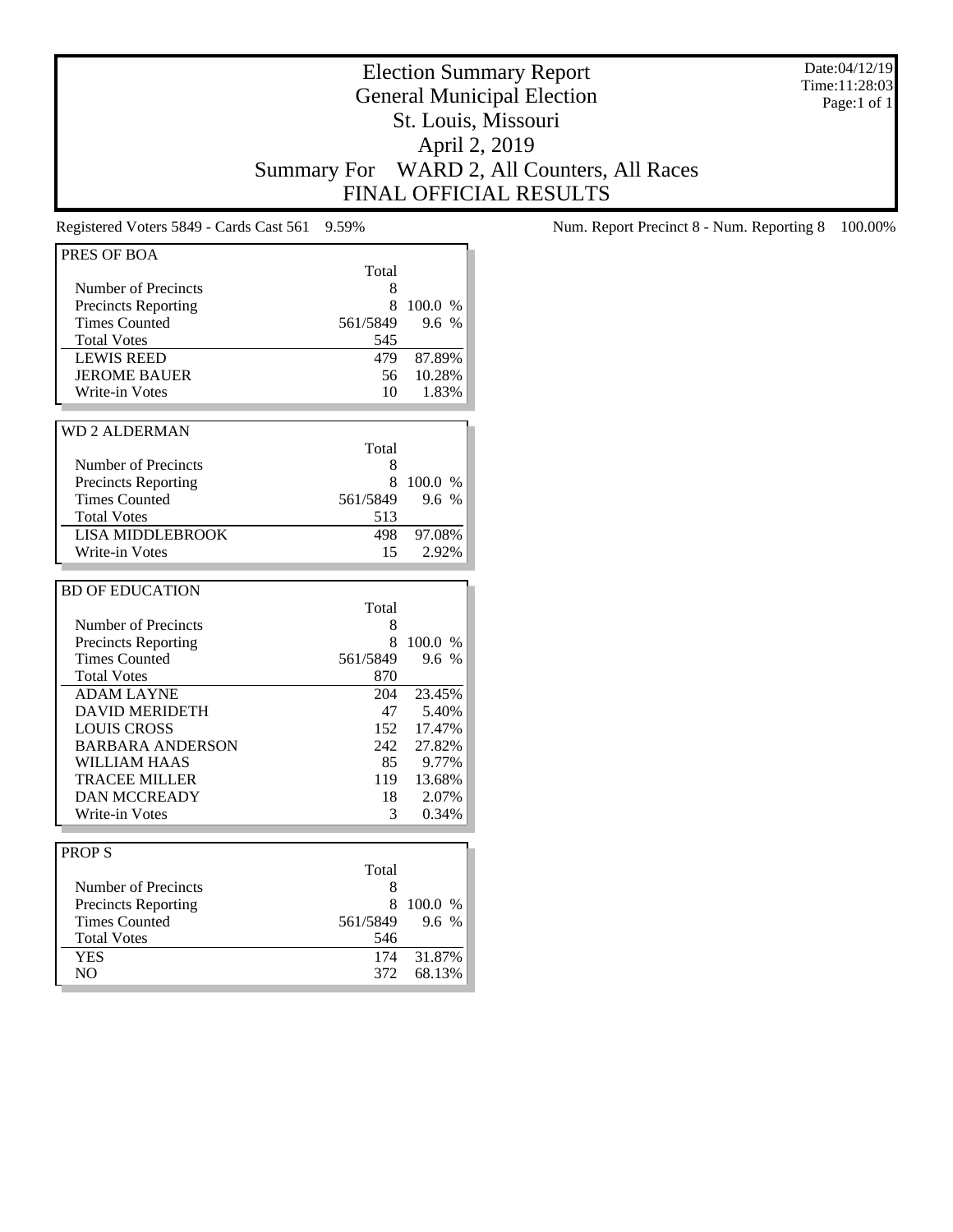# Election Summary Report
## General Municipal Election
## St. Louis, Missouri
## April 2, 2019
## Summary For WARD 2, All Counters, All Races
## FINAL OFFICIAL RESULTS

Date:04/12/19
Time:11:28:03
Page:1 of 1

Registered Voters 5849 - Cards Cast 561 9.59%

Num. Report Precinct 8 - Num. Reporting 8 100.00%

### PRES OF BOA

| | Total | |
|---|---|---|
| Number of Precincts | 8 | |
| Precincts Reporting | 8 | 100.0 % |
| Times Counted | 561/5849 | 9.6 % |
| Total Votes | 545 | |
| LEWIS REED | 479 | 87.89% |
| JEROME BAUER | 56 | 10.28% |
| Write-in Votes | 10 | 1.83% |

### WD 2 ALDERMAN

| | Total | |
|---|---|---|
| Number of Precincts | 8 | |
| Precincts Reporting | 8 | 100.0 % |
| Times Counted | 561/5849 | 9.6 % |
| Total Votes | 513 | |
| LISA MIDDLEBROOK | 498 | 97.08% |
| Write-in Votes | 15 | 2.92% |

### BD OF EDUCATION

| | Total | |
|---|---|---|
| Number of Precincts | 8 | |
| Precincts Reporting | 8 | 100.0 % |
| Times Counted | 561/5849 | 9.6 % |
| Total Votes | 870 | |
| ADAM LAYNE | 204 | 23.45% |
| DAVID MERIDETH | 47 | 5.40% |
| LOUIS CROSS | 152 | 17.47% |
| BARBARA ANDERSON | 242 | 27.82% |
| WILLIAM HAAS | 85 | 9.77% |
| TRACEE MILLER | 119 | 13.68% |
| DAN MCCREADY | 18 | 2.07% |
| Write-in Votes | 3 | 0.34% |

### PROP S

| | Total | |
|---|---|---|
| Number of Precincts | 8 | |
| Precincts Reporting | 8 | 100.0 % |
| Times Counted | 561/5849 | 9.6 % |
| Total Votes | 546 | |
| YES | 174 | 31.87% |
| NO | 372 | 68.13% |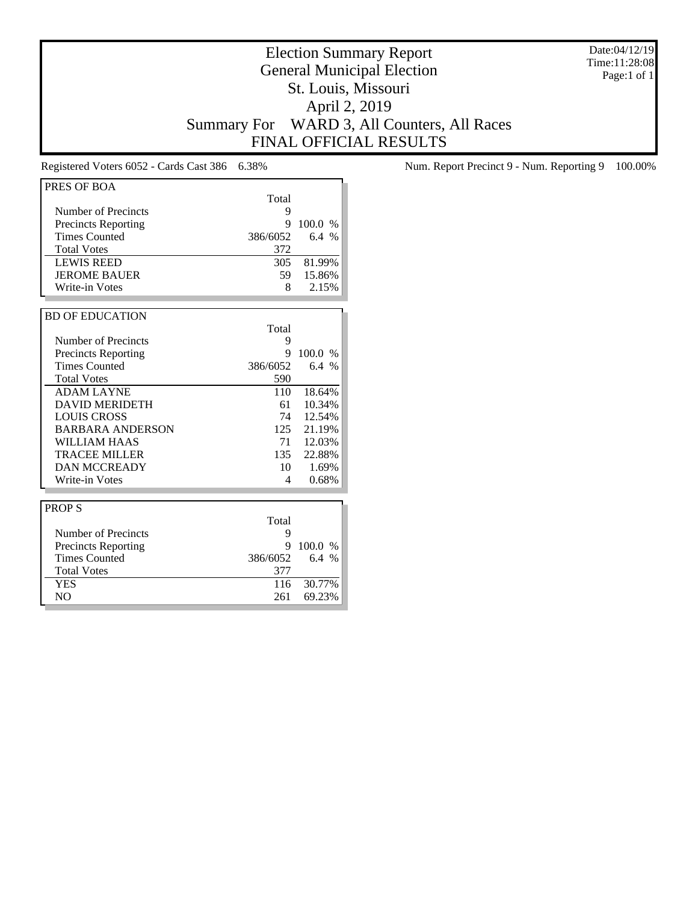# Election Summary Report
## General Municipal Election
## St. Louis, Missouri
## April 2, 2019
## Summary For WARD 3, All Counters, All Races
## FINAL OFFICIAL RESULTS

Date:04/12/19
Time:11:28:08
Page:1 of 1

Registered Voters 6052 - Cards Cast 386 6.38%

Num. Report Precinct 9 - Num. Reporting 9 100.00%

| PRES OF BOA | Total | |
|---|---|---|
| Number of Precincts | 9 | |
| Precincts Reporting | 9 | 100.0 % |
| Times Counted | 386/6052 | 6.4 % |
| Total Votes | 372 | |
| LEWIS REED | 305 | 81.99% |
| JEROME BAUER | 59 | 15.86% |
| Write-in Votes | 8 | 2.15% |

| BD OF EDUCATION | Total | |
|---|---|---|
| Number of Precincts | 9 | |
| Precincts Reporting | 9 | 100.0 % |
| Times Counted | 386/6052 | 6.4 % |
| Total Votes | 590 | |
| ADAM LAYNE | 110 | 18.64% |
| DAVID MERIDETH | 61 | 10.34% |
| LOUIS CROSS | 74 | 12.54% |
| BARBARA ANDERSON | 125 | 21.19% |
| WILLIAM HAAS | 71 | 12.03% |
| TRACEE MILLER | 135 | 22.88% |
| DAN MCCREADY | 10 | 1.69% |
| Write-in Votes | 4 | 0.68% |

| PROP S | Total | |
|---|---|---|
| Number of Precincts | 9 | |
| Precincts Reporting | 9 | 100.0 % |
| Times Counted | 386/6052 | 6.4 % |
| Total Votes | 377 | |
| YES | 116 | 30.77% |
| NO | 261 | 69.23% |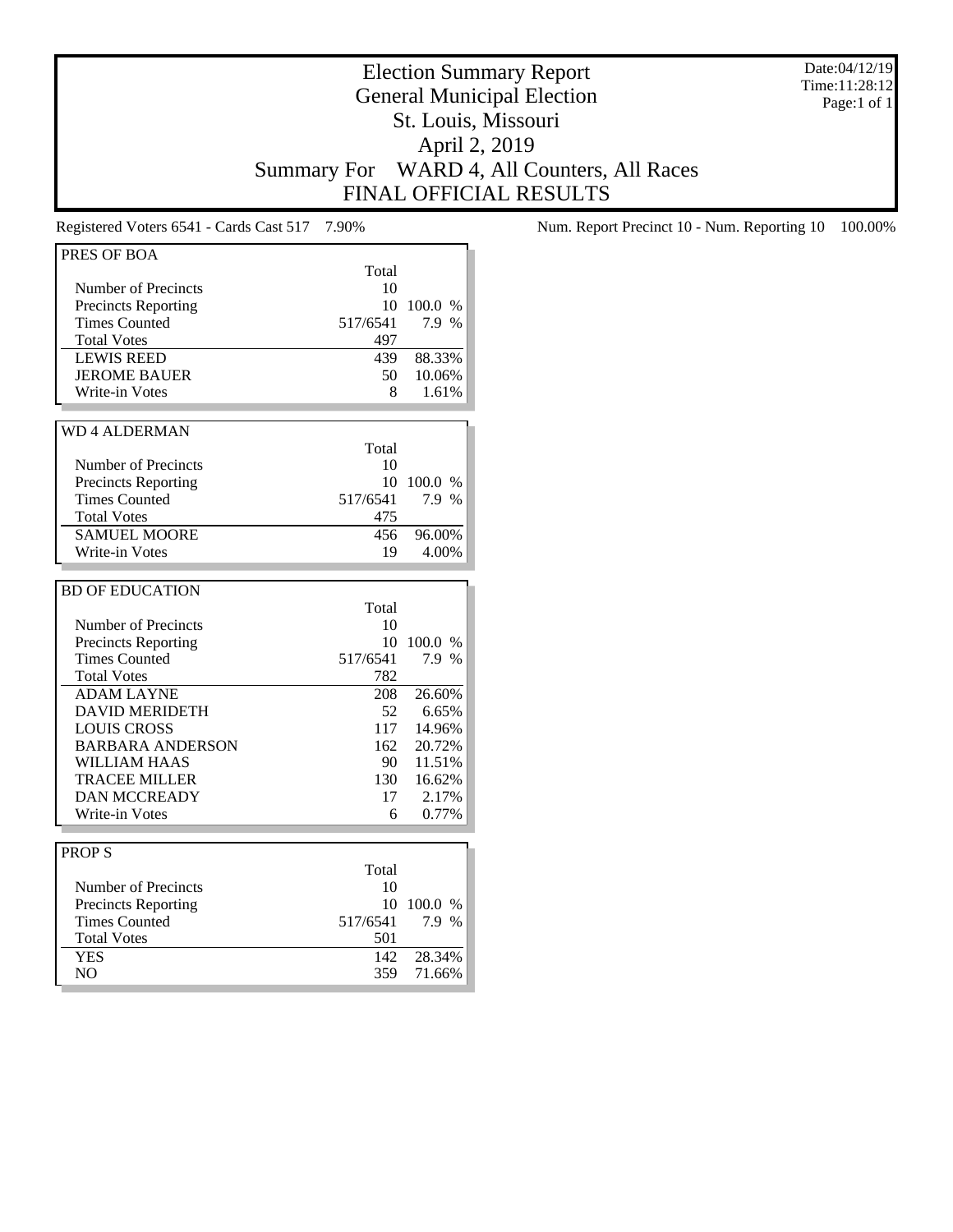# Election Summary Report
## General Municipal Election
## St. Louis, Missouri
## April 2, 2019
## Summary For WARD 4, All Counters, All Races
## FINAL OFFICIAL RESULTS

Date:04/12/19
Time:11:28:12
Page:1 of 1

Registered Voters 6541 - Cards Cast 517 7.90%

Num. Report Precinct 10 - Num. Reporting 10 100.00%

### PRES OF BOA

| | Total | |
|---|---|---|
| Number of Precincts | 10 | |
| Precincts Reporting | 10 | 100.0 % |
| Times Counted | 517/6541 | 7.9 % |
| Total Votes | 497 | |
| LEWIS REED | 439 | 88.33% |
| JEROME BAUER | 50 | 10.06% |
| Write-in Votes | 8 | 1.61% |

### WD 4 ALDERMAN

| | Total | |
|---|---|---|
| Number of Precincts | 10 | |
| Precincts Reporting | 10 | 100.0 % |
| Times Counted | 517/6541 | 7.9 % |
| Total Votes | 475 | |
| SAMUEL MOORE | 456 | 96.00% |
| Write-in Votes | 19 | 4.00% |

### BD OF EDUCATION

| | Total | |
|---|---|---|
| Number of Precincts | 10 | |
| Precincts Reporting | 10 | 100.0 % |
| Times Counted | 517/6541 | 7.9 % |
| Total Votes | 782 | |
| ADAM LAYNE | 208 | 26.60% |
| DAVID MERIDETH | 52 | 6.65% |
| LOUIS CROSS | 117 | 14.96% |
| BARBARA ANDERSON | 162 | 20.72% |
| WILLIAM HAAS | 90 | 11.51% |
| TRACEE MILLER | 130 | 16.62% |
| DAN MCCREADY | 17 | 2.17% |
| Write-in Votes | 6 | 0.77% |

### PROP S

| | Total | |
|---|---|---|
| Number of Precincts | 10 | |
| Precincts Reporting | 10 | 100.0 % |
| Times Counted | 517/6541 | 7.9 % |
| Total Votes | 501 | |
| YES | 142 | 28.34% |
| NO | 359 | 71.66% |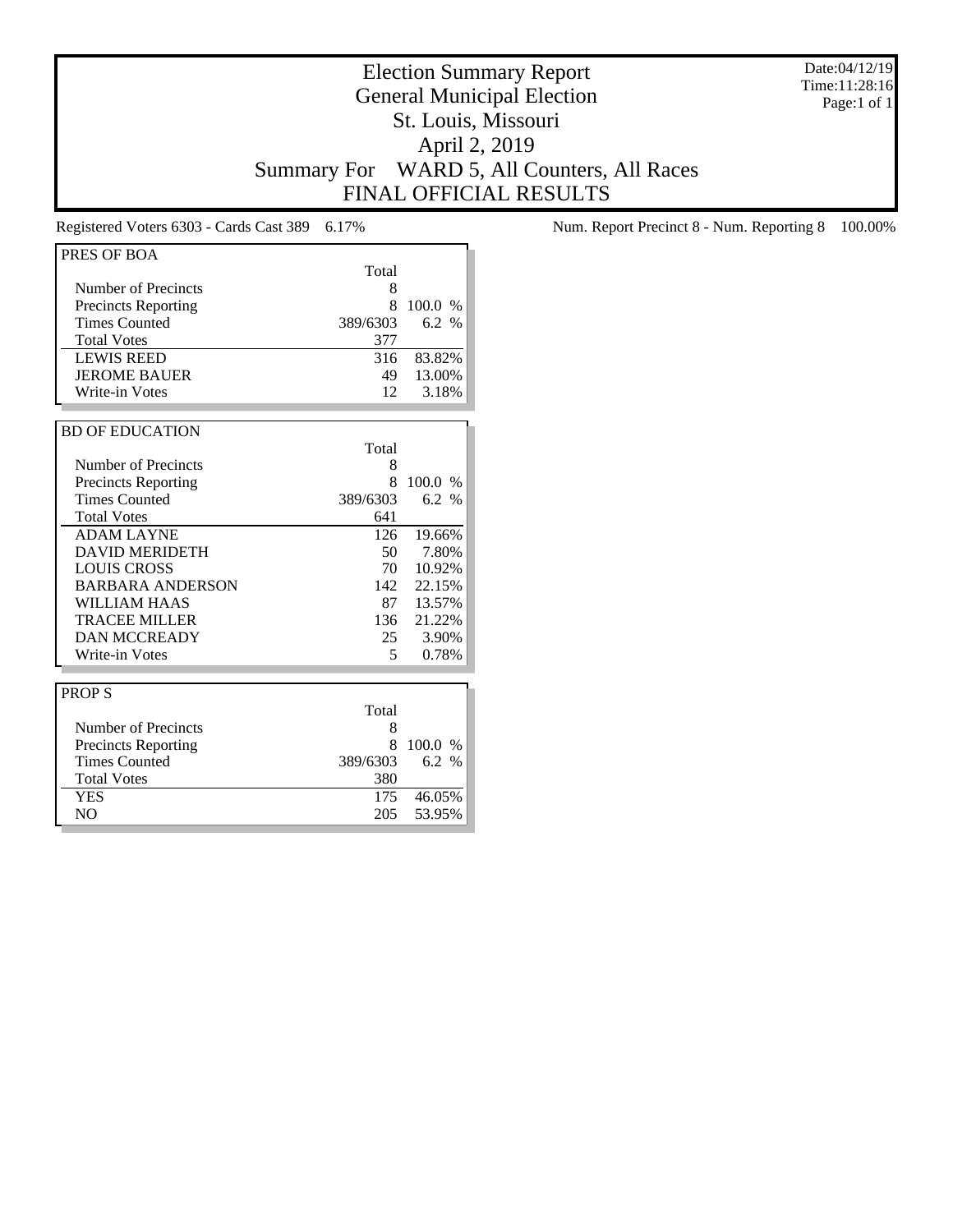# Election Summary Report
## General Municipal Election
## St. Louis, Missouri
## April 2, 2019
## Summary For WARD 5, All Counters, All Races
## FINAL OFFICIAL RESULTS

Date:04/12/19
Time:11:28:16
Page:1 of 1

Registered Voters 6303 - Cards Cast 389 6.17%

Num. Report Precinct 8 - Num. Reporting 8 100.00%

| PRES OF BOA | Total | |
|---|---|---|
| Number of Precincts | 8 | |
| Precincts Reporting | 8 | 100.0 % |
| Times Counted | 389/6303 | 6.2 % |
| Total Votes | 377 | |
| LEWIS REED | 316 | 83.82% |
| JEROME BAUER | 49 | 13.00% |
| Write-in Votes | 12 | 3.18% |

| BD OF EDUCATION | Total | |
|---|---|---|
| Number of Precincts | 8 | |
| Precincts Reporting | 8 | 100.0 % |
| Times Counted | 389/6303 | 6.2 % |
| Total Votes | 641 | |
| ADAM LAYNE | 126 | 19.66% |
| DAVID MERIDETH | 50 | 7.80% |
| LOUIS CROSS | 70 | 10.92% |
| BARBARA ANDERSON | 142 | 22.15% |
| WILLIAM HAAS | 87 | 13.57% |
| TRACEE MILLER | 136 | 21.22% |
| DAN MCCREADY | 25 | 3.90% |
| Write-in Votes | 5 | 0.78% |

| PROP S | Total | |
|---|---|---|
| Number of Precincts | 8 | |
| Precincts Reporting | 8 | 100.0 % |
| Times Counted | 389/6303 | 6.2 % |
| Total Votes | 380 | |
| YES | 175 | 46.05% |
| NO | 205 | 53.95% |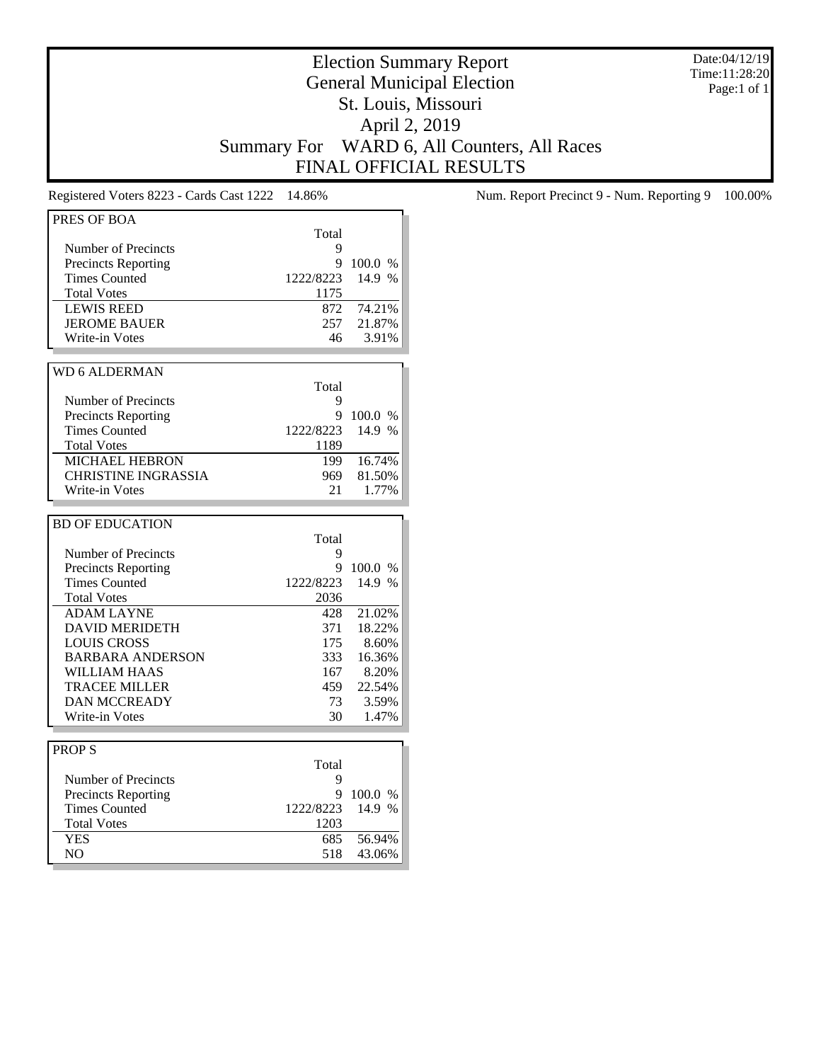# Election Summary Report
## General Municipal Election
## St. Louis, Missouri
## April 2, 2019
## Summary For WARD 6, All Counters, All Races
## FINAL OFFICIAL RESULTS

Date:04/12/19
Time:11:28:20
Page:1 of 1

Registered Voters 8223 - Cards Cast 1222 14.86%

Num. Report Precinct 9 - Num. Reporting 9 100.00%

| PRES OF BOA | Total | |
|---|---|---|
| Number of Precincts | 9 | |
| Precincts Reporting | 9 | 100.0 % |
| Times Counted | 1222/8223 | 14.9 % |
| Total Votes | 1175 | |
| LEWIS REED | 872 | 74.21% |
| JEROME BAUER | 257 | 21.87% |
| Write-in Votes | 46 | 3.91% |

| WD 6 ALDERMAN | Total | |
|---|---|---|
| Number of Precincts | 9 | |
| Precincts Reporting | 9 | 100.0 % |
| Times Counted | 1222/8223 | 14.9 % |
| Total Votes | 1189 | |
| MICHAEL HEBRON | 199 | 16.74% |
| CHRISTINE INGRASSIA | 969 | 81.50% |
| Write-in Votes | 21 | 1.77% |

| BD OF EDUCATION | Total | |
|---|---|---|
| Number of Precincts | 9 | |
| Precincts Reporting | 9 | 100.0 % |
| Times Counted | 1222/8223 | 14.9 % |
| Total Votes | 2036 | |
| ADAM LAYNE | 428 | 21.02% |
| DAVID MERIDETH | 371 | 18.22% |
| LOUIS CROSS | 175 | 8.60% |
| BARBARA ANDERSON | 333 | 16.36% |
| WILLIAM HAAS | 167 | 8.20% |
| TRACEE MILLER | 459 | 22.54% |
| DAN MCCREADY | 73 | 3.59% |
| Write-in Votes | 30 | 1.47% |

| PROP S | Total | |
|---|---|---|
| Number of Precincts | 9 | |
| Precincts Reporting | 9 | 100.0 % |
| Times Counted | 1222/8223 | 14.9 % |
| Total Votes | 1203 | |
| YES | 685 | 56.94% |
| NO | 518 | 43.06% |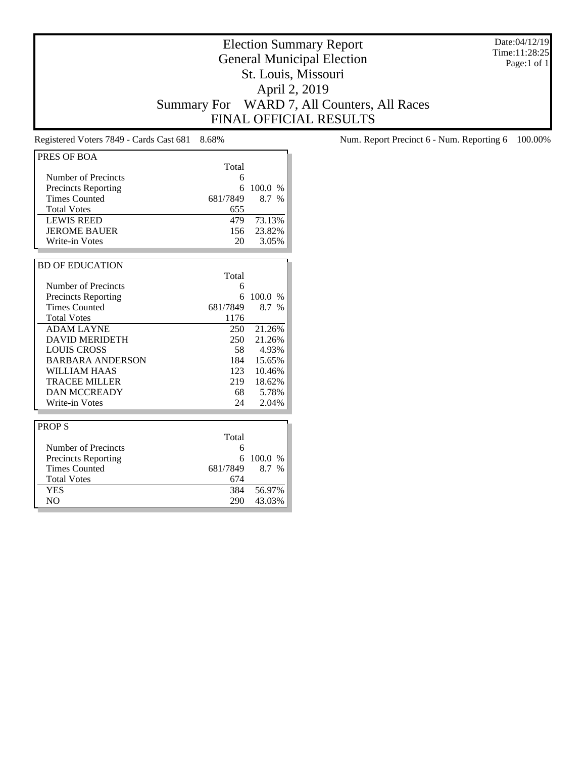# Election Summary Report
## General Municipal Election
## St. Louis, Missouri
## April 2, 2019
## Summary For WARD 7, All Counters, All Races
## FINAL OFFICIAL RESULTS

Date:04/12/19
Time:11:28:25
Page:1 of 1

Registered Voters 7849 - Cards Cast 681 8.68%

Num. Report Precinct 6 - Num. Reporting 6 100.00%

| PRES OF BOA | Total | |
|---|---|---|
| Number of Precincts | 6 | |
| Precincts Reporting | 6 | 100.0 % |
| Times Counted | 681/7849 | 8.7 % |
| Total Votes | 655 | |
| LEWIS REED | 479 | 73.13% |
| JEROME BAUER | 156 | 23.82% |
| Write-in Votes | 20 | 3.05% |

| BD OF EDUCATION | Total | |
|---|---|---|
| Number of Precincts | 6 | |
| Precincts Reporting | 6 | 100.0 % |
| Times Counted | 681/7849 | 8.7 % |
| Total Votes | 1176 | |
| ADAM LAYNE | 250 | 21.26% |
| DAVID MERIDETH | 250 | 21.26% |
| LOUIS CROSS | 58 | 4.93% |
| BARBARA ANDERSON | 184 | 15.65% |
| WILLIAM HAAS | 123 | 10.46% |
| TRACEE MILLER | 219 | 18.62% |
| DAN MCCREADY | 68 | 5.78% |
| Write-in Votes | 24 | 2.04% |

| PROP S | Total | |
|---|---|---|
| Number of Precincts | 6 | |
| Precincts Reporting | 6 | 100.0 % |
| Times Counted | 681/7849 | 8.7 % |
| Total Votes | 674 | |
| YES | 384 | 56.97% |
| NO | 290 | 43.03% |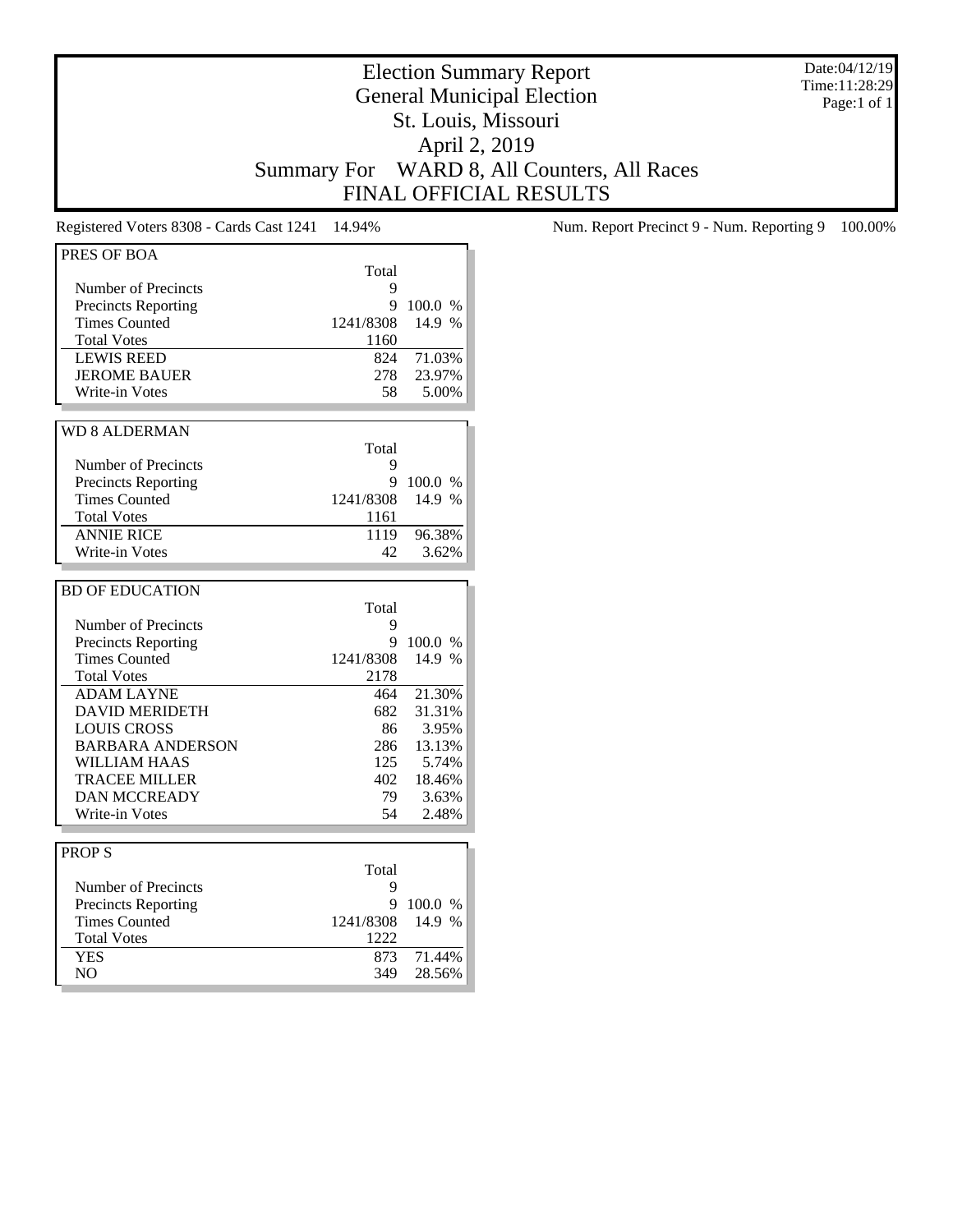# Election Summary Report
## General Municipal Election
## St. Louis, Missouri
## April 2, 2019
## Summary For WARD 8, All Counters, All Races
## FINAL OFFICIAL RESULTS

Date:04/12/19
Time:11:28:29
Page:1 of 1

Registered Voters 8308 - Cards Cast 1241 14.94%

Num. Report Precinct 9 - Num. Reporting 9 100.00%

### PRES OF BOA

| | Total | |
|---|---|---|
| Number of Precincts | 9 | |
| Precincts Reporting | 9 | 100.0 % |
| Times Counted | 1241/8308 | 14.9 % |
| Total Votes | 1160 | |
| LEWIS REED | 824 | 71.03% |
| JEROME BAUER | 278 | 23.97% |
| Write-in Votes | 58 | 5.00% |

### WD 8 ALDERMAN

| | Total | |
|---|---|---|
| Number of Precincts | 9 | |
| Precincts Reporting | 9 | 100.0 % |
| Times Counted | 1241/8308 | 14.9 % |
| Total Votes | 1161 | |
| ANNIE RICE | 1119 | 96.38% |
| Write-in Votes | 42 | 3.62% |

### BD OF EDUCATION

| | Total | |
|---|---|---|
| Number of Precincts | 9 | |
| Precincts Reporting | 9 | 100.0 % |
| Times Counted | 1241/8308 | 14.9 % |
| Total Votes | 2178 | |
| ADAM LAYNE | 464 | 21.30% |
| DAVID MERIDETH | 682 | 31.31% |
| LOUIS CROSS | 86 | 3.95% |
| BARBARA ANDERSON | 286 | 13.13% |
| WILLIAM HAAS | 125 | 5.74% |
| TRACEE MILLER | 402 | 18.46% |
| DAN MCCREADY | 79 | 3.63% |
| Write-in Votes | 54 | 2.48% |

### PROP S

| | Total | |
|---|---|---|
| Number of Precincts | 9 | |
| Precincts Reporting | 9 | 100.0 % |
| Times Counted | 1241/8308 | 14.9 % |
| Total Votes | 1222 | |
| YES | 873 | 71.44% |
| NO | 349 | 28.56% |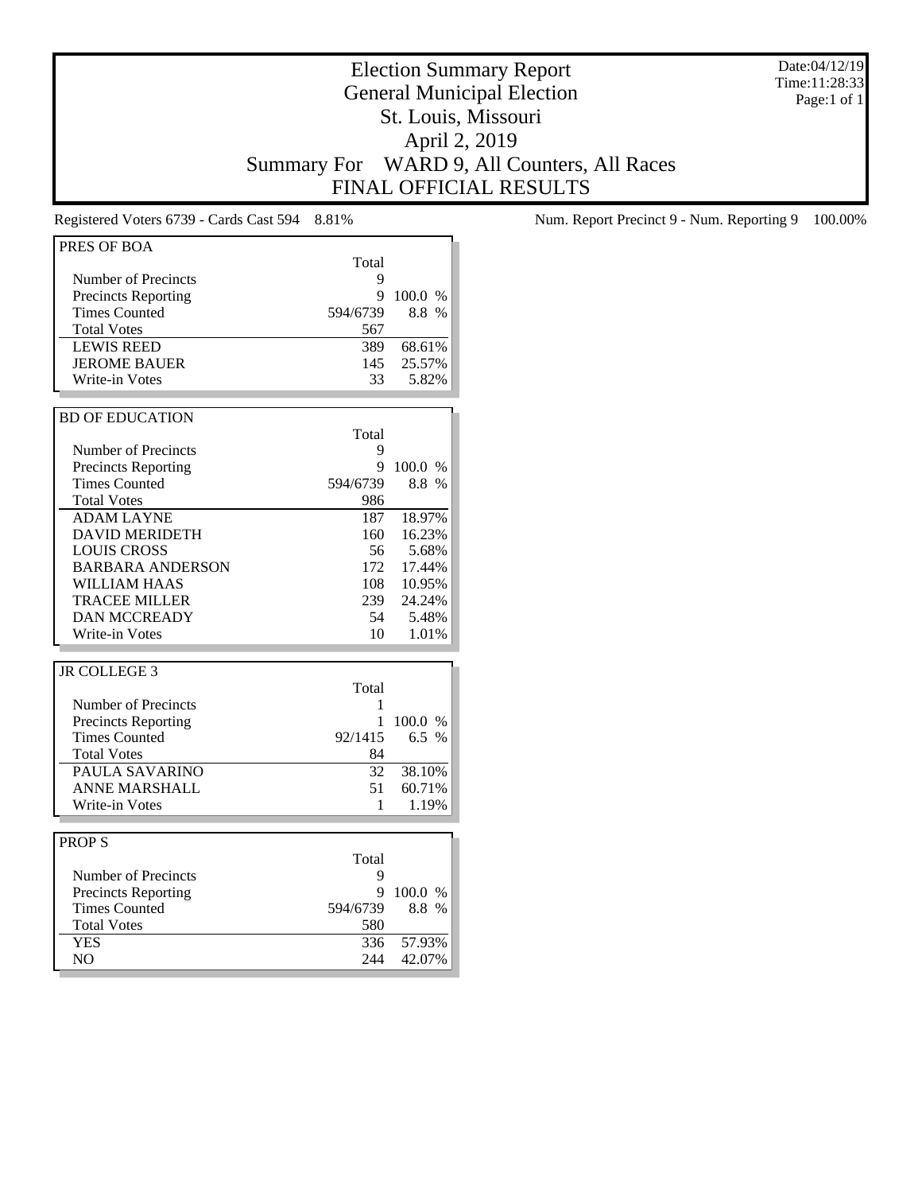# Election Summary Report
## General Municipal Election
## St. Louis, Missouri
## April 2, 2019
## Summary For WARD 9, All Counters, All Races
## FINAL OFFICIAL RESULTS

Date:04/12/19
Time:11:28:33
Page:1 of 1

Registered Voters 6739 - Cards Cast 594 8.81%

Num. Report Precinct 9 - Num. Reporting 9 100.00%

### PRES OF BOA

| | Total | |
|---|---|---|
| Number of Precincts | 9 | |
| Precincts Reporting | 9 | 100.0 % |
| Times Counted | 594/6739 | 8.8 % |
| Total Votes | 567 | |
| LEWIS REED | 389 | 68.61% |
| JEROME BAUER | 145 | 25.57% |
| Write-in Votes | 33 | 5.82% |

### BD OF EDUCATION

| | Total | |
|---|---|---|
| Number of Precincts | 9 | |
| Precincts Reporting | 9 | 100.0 % |
| Times Counted | 594/6739 | 8.8 % |
| Total Votes | 986 | |
| ADAM LAYNE | 187 | 18.97% |
| DAVID MERIDETH | 160 | 16.23% |
| LOUIS CROSS | 56 | 5.68% |
| BARBARA ANDERSON | 172 | 17.44% |
| WILLIAM HAAS | 108 | 10.95% |
| TRACEE MILLER | 239 | 24.24% |
| DAN MCCREADY | 54 | 5.48% |
| Write-in Votes | 10 | 1.01% |

### JR COLLEGE 3

| | Total | |
|---|---|---|
| Number of Precincts | 1 | |
| Precincts Reporting | 1 | 100.0 % |
| Times Counted | 92/1415 | 6.5 % |
| Total Votes | 84 | |
| PAULA SAVARINO | 32 | 38.10% |
| ANNE MARSHALL | 51 | 60.71% |
| Write-in Votes | 1 | 1.19% |

### PROP S

| | Total | |
|---|---|---|
| Number of Precincts | 9 | |
| Precincts Reporting | 9 | 100.0 % |
| Times Counted | 594/6739 | 8.8 % |
| Total Votes | 580 | |
| YES | 336 | 57.93% |
| NO | 244 | 42.07% |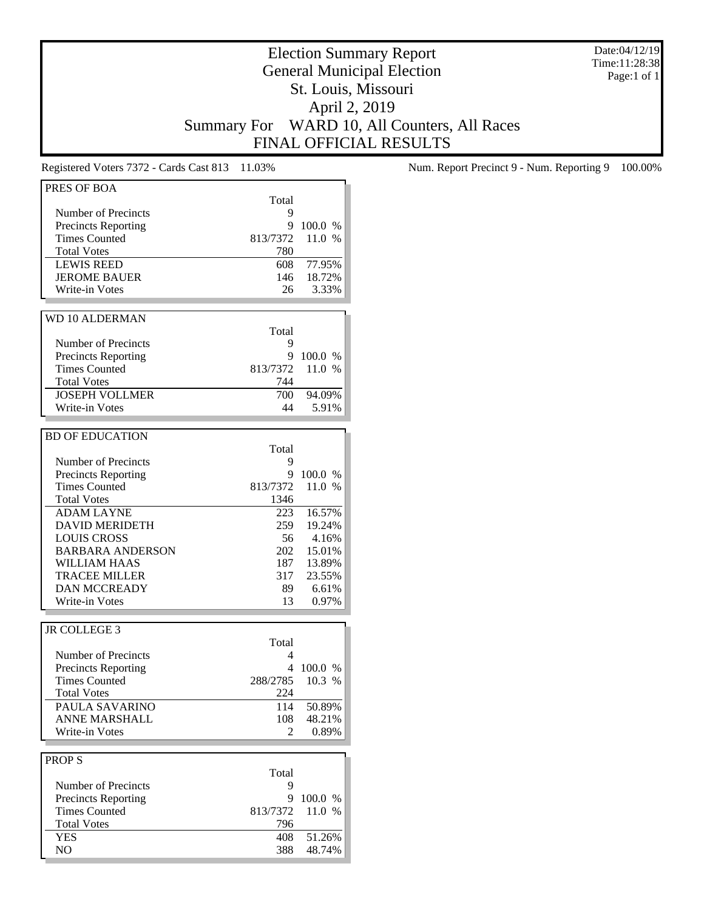# Election Summary Report
## General Municipal Election
## St. Louis, Missouri
## April 2, 2019
## Summary For WARD 10, All Counters, All Races
## FINAL OFFICIAL RESULTS

Date:04/12/19
Time:11:28:38
Page:1 of 1

Registered Voters 7372 - Cards Cast 813 11.03%

Num. Report Precinct 9 - Num. Reporting 9 100.00%

### PRES OF BOA

| | Total | |
|---|---|---|
| Number of Precincts | 9 | |
| Precincts Reporting | 9 | 100.0 % |
| Times Counted | 813/7372 | 11.0 % |
| Total Votes | 780 | |
| LEWIS REED | 608 | 77.95% |
| JEROME BAUER | 146 | 18.72% |
| Write-in Votes | 26 | 3.33% |

### WD 10 ALDERMAN

| | Total | |
|---|---|---|
| Number of Precincts | 9 | |
| Precincts Reporting | 9 | 100.0 % |
| Times Counted | 813/7372 | 11.0 % |
| Total Votes | 744 | |
| JOSEPH VOLLMER | 700 | 94.09% |
| Write-in Votes | 44 | 5.91% |

### BD OF EDUCATION

| | Total | |
|---|---|---|
| Number of Precincts | 9 | |
| Precincts Reporting | 9 | 100.0 % |
| Times Counted | 813/7372 | 11.0 % |
| Total Votes | 1346 | |
| ADAM LAYNE | 223 | 16.57% |
| DAVID MERIDETH | 259 | 19.24% |
| LOUIS CROSS | 56 | 4.16% |
| BARBARA ANDERSON | 202 | 15.01% |
| WILLIAM HAAS | 187 | 13.89% |
| TRACEE MILLER | 317 | 23.55% |
| DAN MCCREADY | 89 | 6.61% |
| Write-in Votes | 13 | 0.97% |

### JR COLLEGE 3

| | Total | |
|---|---|---|
| Number of Precincts | 4 | |
| Precincts Reporting | 4 | 100.0 % |
| Times Counted | 288/2785 | 10.3 % |
| Total Votes | 224 | |
| PAULA SAVARINO | 114 | 50.89% |
| ANNE MARSHALL | 108 | 48.21% |
| Write-in Votes | 2 | 0.89% |

### PROP S

| | Total | |
|---|---|---|
| Number of Precincts | 9 | |
| Precincts Reporting | 9 | 100.0 % |
| Times Counted | 813/7372 | 11.0 % |
| Total Votes | 796 | |
| YES | 408 | 51.26% |
| NO | 388 | 48.74% |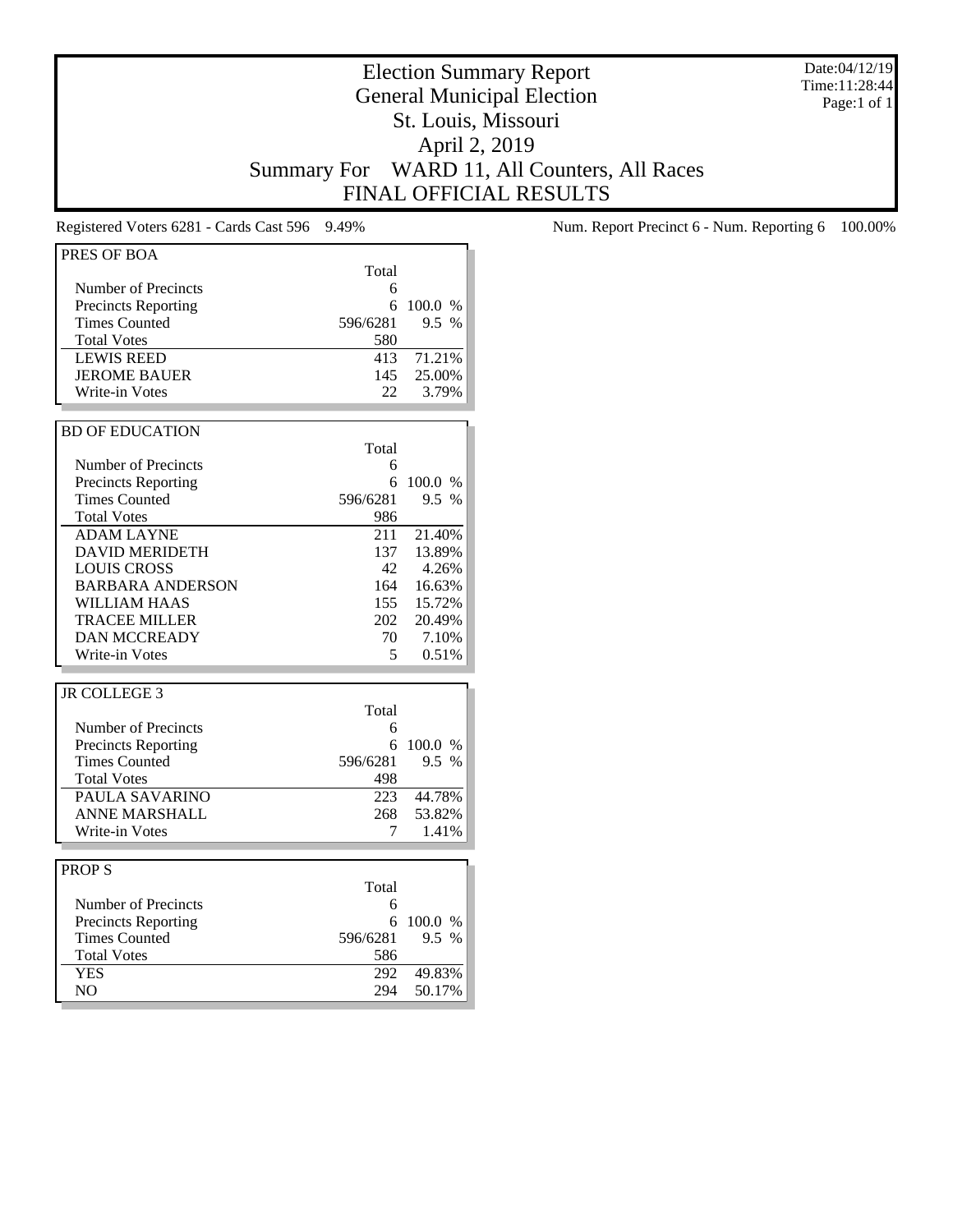# Election Summary Report
## General Municipal Election
## St. Louis, Missouri
## April 2, 2019
## Summary For WARD 11, All Counters, All Races
## FINAL OFFICIAL RESULTS

Date:04/12/19
Time:11:28:44
Page:1 of 1

Registered Voters 6281 - Cards Cast 596 9.49%

Num. Report Precinct 6 - Num. Reporting 6 100.00%

### PRES OF BOA

| | Total | |
|---|---|---|
| Number of Precincts | 6 | |
| Precincts Reporting | 6 | 100.0 % |
| Times Counted | 596/6281 | 9.5 % |
| Total Votes | 580 | |
| LEWIS REED | 413 | 71.21% |
| JEROME BAUER | 145 | 25.00% |
| Write-in Votes | 22 | 3.79% |

### BD OF EDUCATION

| | Total | |
|---|---|---|
| Number of Precincts | 6 | |
| Precincts Reporting | 6 | 100.0 % |
| Times Counted | 596/6281 | 9.5 % |
| Total Votes | 986 | |
| ADAM LAYNE | 211 | 21.40% |
| DAVID MERIDETH | 137 | 13.89% |
| LOUIS CROSS | 42 | 4.26% |
| BARBARA ANDERSON | 164 | 16.63% |
| WILLIAM HAAS | 155 | 15.72% |
| TRACEE MILLER | 202 | 20.49% |
| DAN MCCREADY | 70 | 7.10% |
| Write-in Votes | 5 | 0.51% |

### JR COLLEGE 3

| | Total | |
|---|---|---|
| Number of Precincts | 6 | |
| Precincts Reporting | 6 | 100.0 % |
| Times Counted | 596/6281 | 9.5 % |
| Total Votes | 498 | |
| PAULA SAVARINO | 223 | 44.78% |
| ANNE MARSHALL | 268 | 53.82% |
| Write-in Votes | 7 | 1.41% |

### PROP S

| | Total | |
|---|---|---|
| Number of Precincts | 6 | |
| Precincts Reporting | 6 | 100.0 % |
| Times Counted | 596/6281 | 9.5 % |
| Total Votes | 586 | |
| YES | 292 | 49.83% |
| NO | 294 | 50.17% |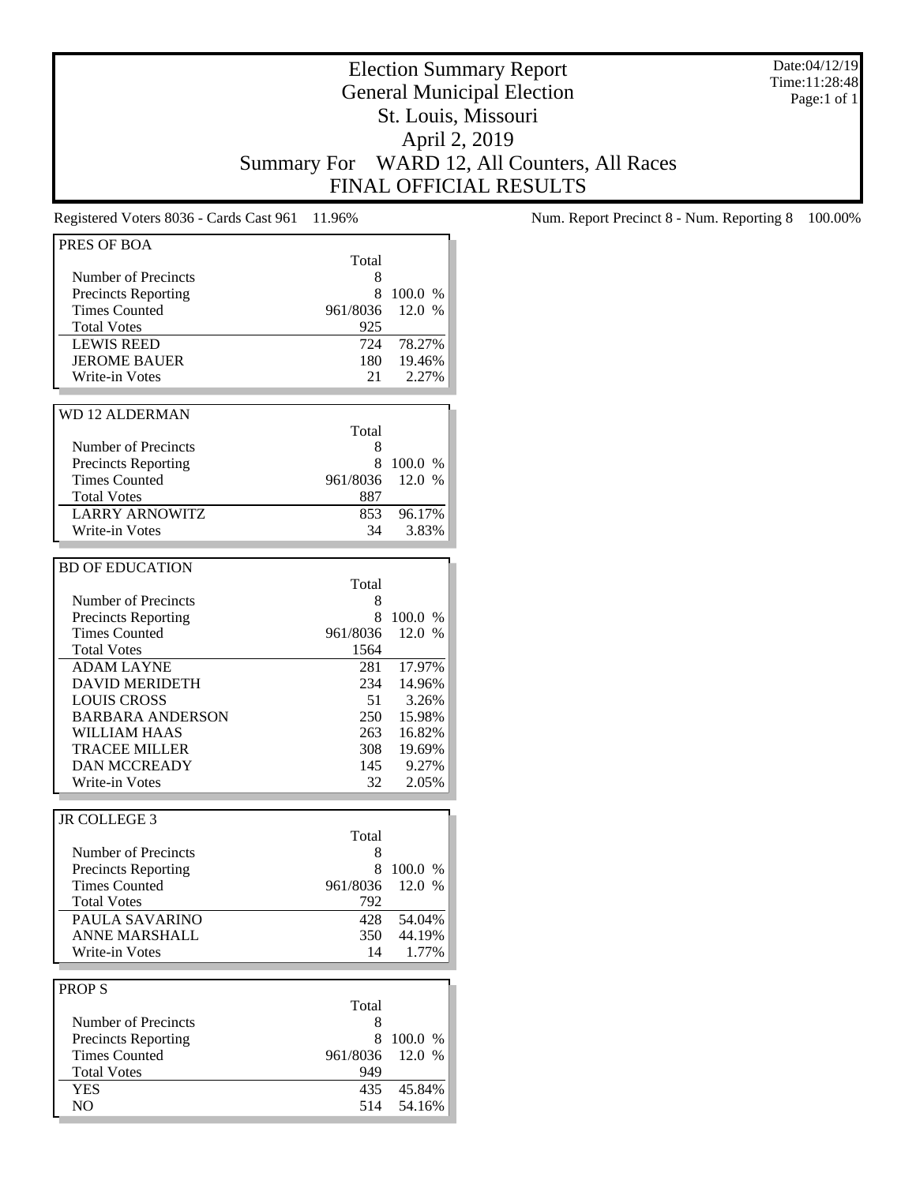# Election Summary Report

## General Municipal Election

## St. Louis, Missouri

## April 2, 2019

## Summary For WARD 12, All Counters, All Races

## FINAL OFFICIAL RESULTS

Date:04/12/19
Time:11:28:48
Page:1 of 1

Registered Voters 8036 - Cards Cast 961 11.96%

Num. Report Precinct 8 - Num. Reporting 8 100.00%

### PRES OF BOA

| | Total | |
|---|---|---|
| Number of Precincts | 8 | |
| Precincts Reporting | 8 | 100.0 % |
| Times Counted | 961/8036 | 12.0 % |
| Total Votes | 925 | |
| LEWIS REED | 724 | 78.27% |
| JEROME BAUER | 180 | 19.46% |
| Write-in Votes | 21 | 2.27% |

### WD 12 ALDERMAN

| | Total | |
|---|---|---|
| Number of Precincts | 8 | |
| Precincts Reporting | 8 | 100.0 % |
| Times Counted | 961/8036 | 12.0 % |
| Total Votes | 887 | |
| LARRY ARNOWITZ | 853 | 96.17% |
| Write-in Votes | 34 | 3.83% |

### BD OF EDUCATION

| | Total | |
|---|---|---|
| Number of Precincts | 8 | |
| Precincts Reporting | 8 | 100.0 % |
| Times Counted | 961/8036 | 12.0 % |
| Total Votes | 1564 | |
| ADAM LAYNE | 281 | 17.97% |
| DAVID MERIDETH | 234 | 14.96% |
| LOUIS CROSS | 51 | 3.26% |
| BARBARA ANDERSON | 250 | 15.98% |
| WILLIAM HAAS | 263 | 16.82% |
| TRACEE MILLER | 308 | 19.69% |
| DAN MCCREADY | 145 | 9.27% |
| Write-in Votes | 32 | 2.05% |

### JR COLLEGE 3

| | Total | |
|---|---|---|
| Number of Precincts | 8 | |
| Precincts Reporting | 8 | 100.0 % |
| Times Counted | 961/8036 | 12.0 % |
| Total Votes | 792 | |
| PAULA SAVARINO | 428 | 54.04% |
| ANNE MARSHALL | 350 | 44.19% |
| Write-in Votes | 14 | 1.77% |

### PROP S

| | Total | |
|---|---|---|
| Number of Precincts | 8 | |
| Precincts Reporting | 8 | 100.0 % |
| Times Counted | 961/8036 | 12.0 % |
| Total Votes | 949 | |
| YES | 435 | 45.84% |
| NO | 514 | 54.16% |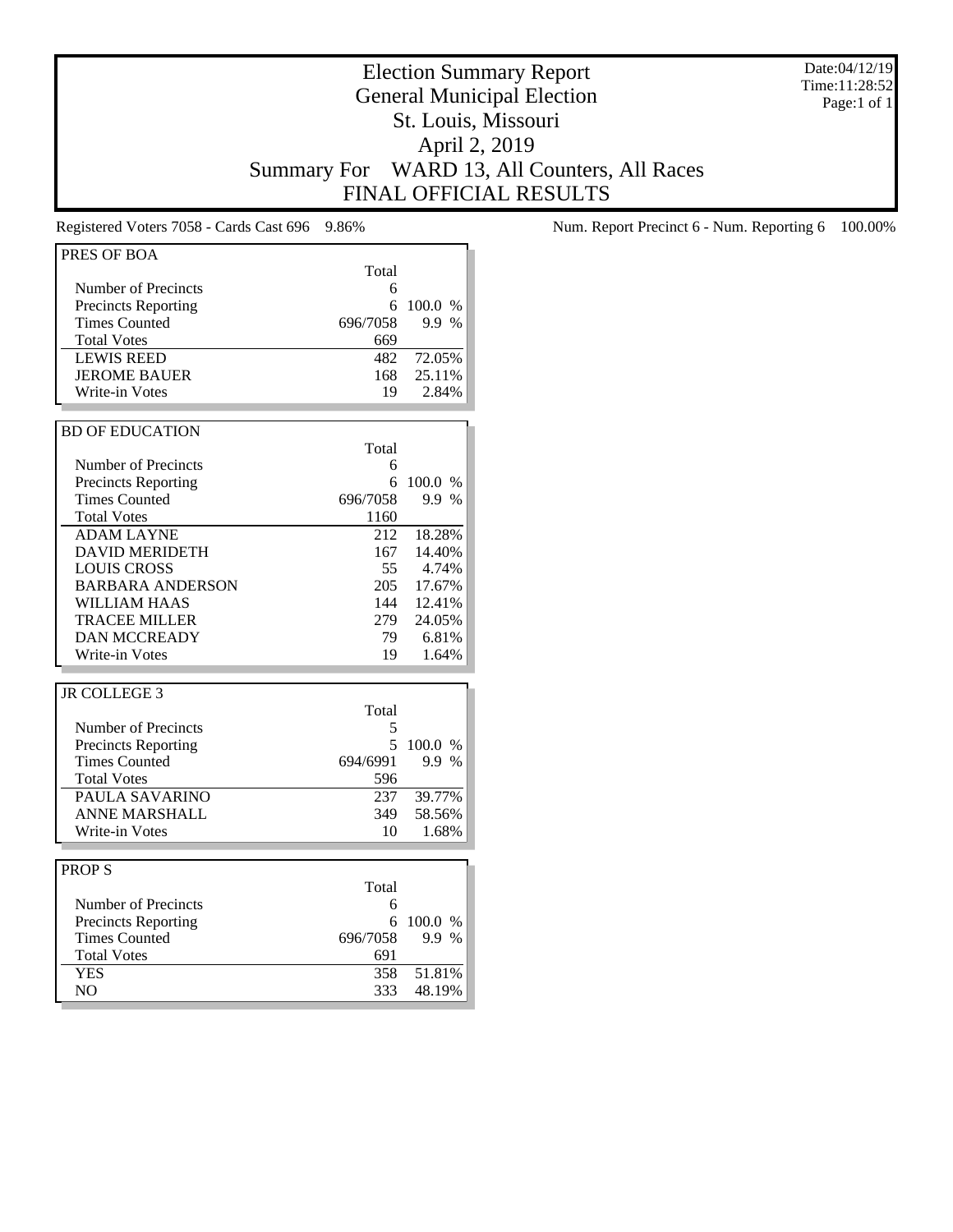# Election Summary Report

## General Municipal Election

## St. Louis, Missouri

## April 2, 2019

## Summary For WARD 13, All Counters, All Races

## FINAL OFFICIAL RESULTS

Date:04/12/19
Time:11:28:52
Page:1 of 1

Registered Voters 7058 - Cards Cast 696 9.86%

Num. Report Precinct 6 - Num. Reporting 6 100.00%

### PRES OF BOA

| | Total | |
|---|---|---|
| Number of Precincts | 6 | |
| Precincts Reporting | 6 | 100.0 % |
| Times Counted | 696/7058 | 9.9 % |
| Total Votes | 669 | |
| LEWIS REED | 482 | 72.05% |
| JEROME BAUER | 168 | 25.11% |
| Write-in Votes | 19 | 2.84% |

### BD OF EDUCATION

| | Total | |
|---|---|---|
| Number of Precincts | 6 | |
| Precincts Reporting | 6 | 100.0 % |
| Times Counted | 696/7058 | 9.9 % |
| Total Votes | 1160 | |
| ADAM LAYNE | 212 | 18.28% |
| DAVID MERIDETH | 167 | 14.40% |
| LOUIS CROSS | 55 | 4.74% |
| BARBARA ANDERSON | 205 | 17.67% |
| WILLIAM HAAS | 144 | 12.41% |
| TRACEE MILLER | 279 | 24.05% |
| DAN MCCREADY | 79 | 6.81% |
| Write-in Votes | 19 | 1.64% |

### JR COLLEGE 3

| | Total | |
|---|---|---|
| Number of Precincts | 5 | |
| Precincts Reporting | 5 | 100.0 % |
| Times Counted | 694/6991 | 9.9 % |
| Total Votes | 596 | |
| PAULA SAVARINO | 237 | 39.77% |
| ANNE MARSHALL | 349 | 58.56% |
| Write-in Votes | 10 | 1.68% |

### PROP S

| | Total | |
|---|---|---|
| Number of Precincts | 6 | |
| Precincts Reporting | 6 | 100.0 % |
| Times Counted | 696/7058 | 9.9 % |
| Total Votes | 691 | |
| YES | 358 | 51.81% |
| NO | 333 | 48.19% |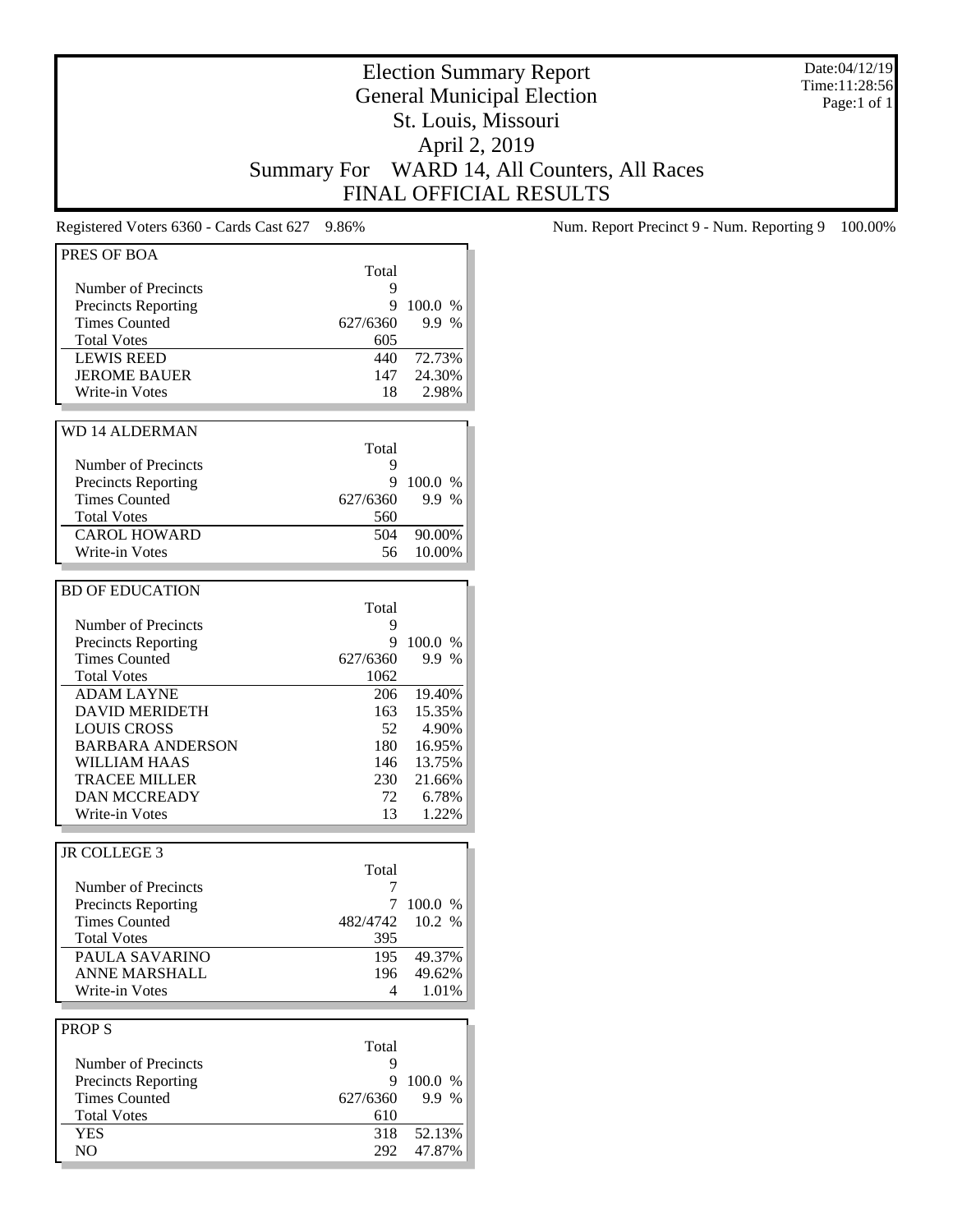# Election Summary Report
## General Municipal Election
## St. Louis, Missouri
## April 2, 2019
## Summary For WARD 14, All Counters, All Races
## FINAL OFFICIAL RESULTS

Date:04/12/19
Time:11:28:56
Page:1 of 1

Registered Voters 6360 - Cards Cast 627 9.86%

Num. Report Precinct 9 - Num. Reporting 9 100.00%

### PRES OF BOA

| | Total | |
|---|---|---|
| Number of Precincts | 9 | |
| Precincts Reporting | 9 | 100.0 % |
| Times Counted | 627/6360 | 9.9 % |
| Total Votes | 605 | |
| LEWIS REED | 440 | 72.73% |
| JEROME BAUER | 147 | 24.30% |
| Write-in Votes | 18 | 2.98% |

### WD 14 ALDERMAN

| | Total | |
|---|---|---|
| Number of Precincts | 9 | |
| Precincts Reporting | 9 | 100.0 % |
| Times Counted | 627/6360 | 9.9 % |
| Total Votes | 560 | |
| CAROL HOWARD | 504 | 90.00% |
| Write-in Votes | 56 | 10.00% |

### BD OF EDUCATION

| | Total | |
|---|---|---|
| Number of Precincts | 9 | |
| Precincts Reporting | 9 | 100.0 % |
| Times Counted | 627/6360 | 9.9 % |
| Total Votes | 1062 | |
| ADAM LAYNE | 206 | 19.40% |
| DAVID MERIDETH | 163 | 15.35% |
| LOUIS CROSS | 52 | 4.90% |
| BARBARA ANDERSON | 180 | 16.95% |
| WILLIAM HAAS | 146 | 13.75% |
| TRACEE MILLER | 230 | 21.66% |
| DAN MCCREADY | 72 | 6.78% |
| Write-in Votes | 13 | 1.22% |

### JR COLLEGE 3

| | Total | |
|---|---|---|
| Number of Precincts | 7 | |
| Precincts Reporting | 7 | 100.0 % |
| Times Counted | 482/4742 | 10.2 % |
| Total Votes | 395 | |
| PAULA SAVARINO | 195 | 49.37% |
| ANNE MARSHALL | 196 | 49.62% |
| Write-in Votes | 4 | 1.01% |

### PROP S

| | Total | |
|---|---|---|
| Number of Precincts | 9 | |
| Precincts Reporting | 9 | 100.0 % |
| Times Counted | 627/6360 | 9.9 % |
| Total Votes | 610 | |
| YES | 318 | 52.13% |
| NO | 292 | 47.87% |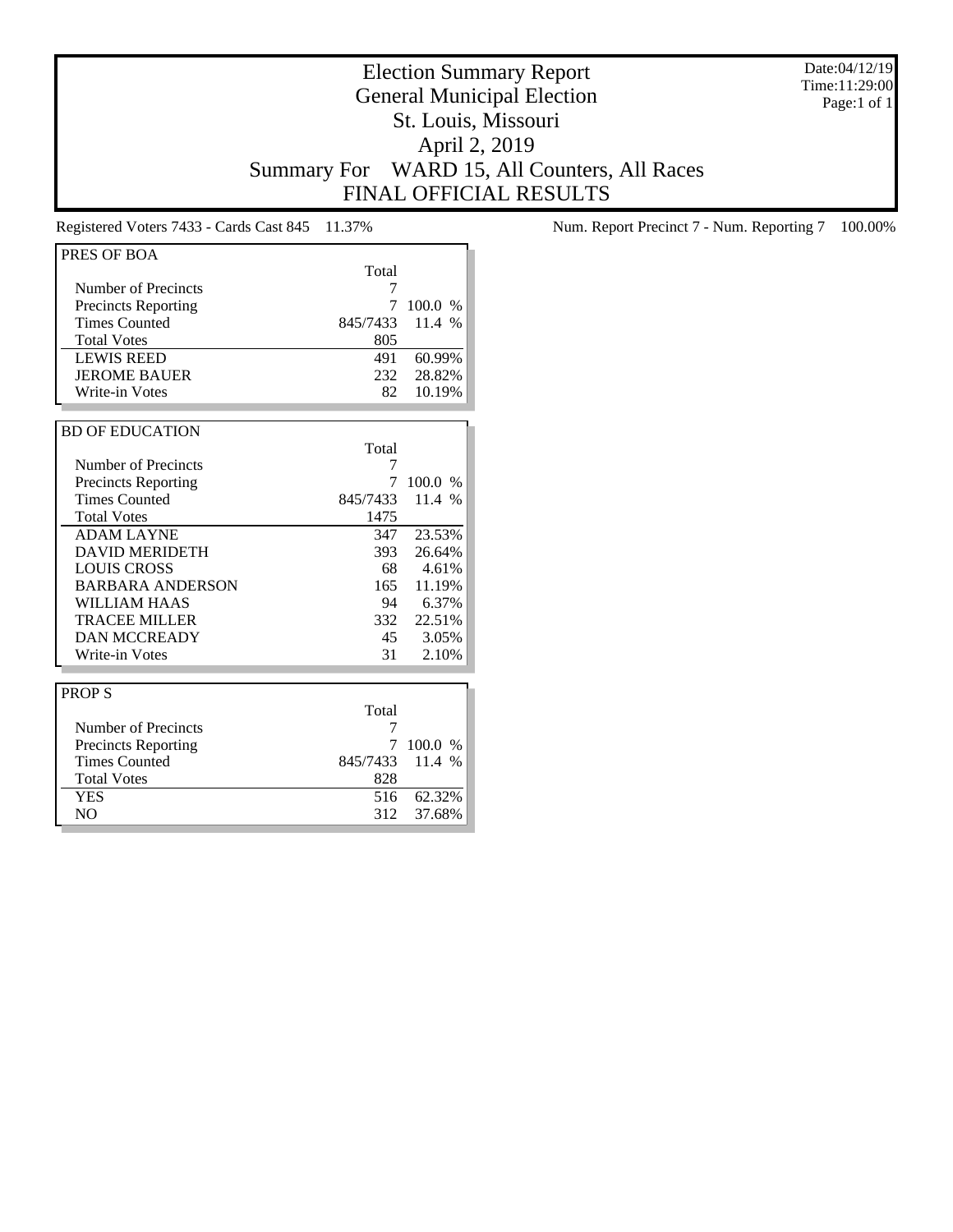# Election Summary Report

## General Municipal Election

## St. Louis, Missouri

## April 2, 2019

## Summary For WARD 15, All Counters, All Races

## FINAL OFFICIAL RESULTS

Date:04/12/19
Time:11:29:00
Page:1 of 1

Registered Voters 7433 - Cards Cast 845 11.37%

Num. Report Precinct 7 - Num. Reporting 7 100.00%

| PRES OF BOA | Total | |
|---|---|---|
| Number of Precincts | 7 | |
| Precincts Reporting | 7 | 100.0 % |
| Times Counted | 845/7433 | 11.4 % |
| Total Votes | 805 | |
| LEWIS REED | 491 | 60.99% |
| JEROME BAUER | 232 | 28.82% |
| Write-in Votes | 82 | 10.19% |

| BD OF EDUCATION | Total | |
|---|---|---|
| Number of Precincts | 7 | |
| Precincts Reporting | 7 | 100.0 % |
| Times Counted | 845/7433 | 11.4 % |
| Total Votes | 1475 | |
| ADAM LAYNE | 347 | 23.53% |
| DAVID MERIDETH | 393 | 26.64% |
| LOUIS CROSS | 68 | 4.61% |
| BARBARA ANDERSON | 165 | 11.19% |
| WILLIAM HAAS | 94 | 6.37% |
| TRACEE MILLER | 332 | 22.51% |
| DAN MCCREADY | 45 | 3.05% |
| Write-in Votes | 31 | 2.10% |

| PROP S | Total | |
|---|---|---|
| Number of Precincts | 7 | |
| Precincts Reporting | 7 | 100.0 % |
| Times Counted | 845/7433 | 11.4 % |
| Total Votes | 828 | |
| YES | 516 | 62.32% |
| NO | 312 | 37.68% |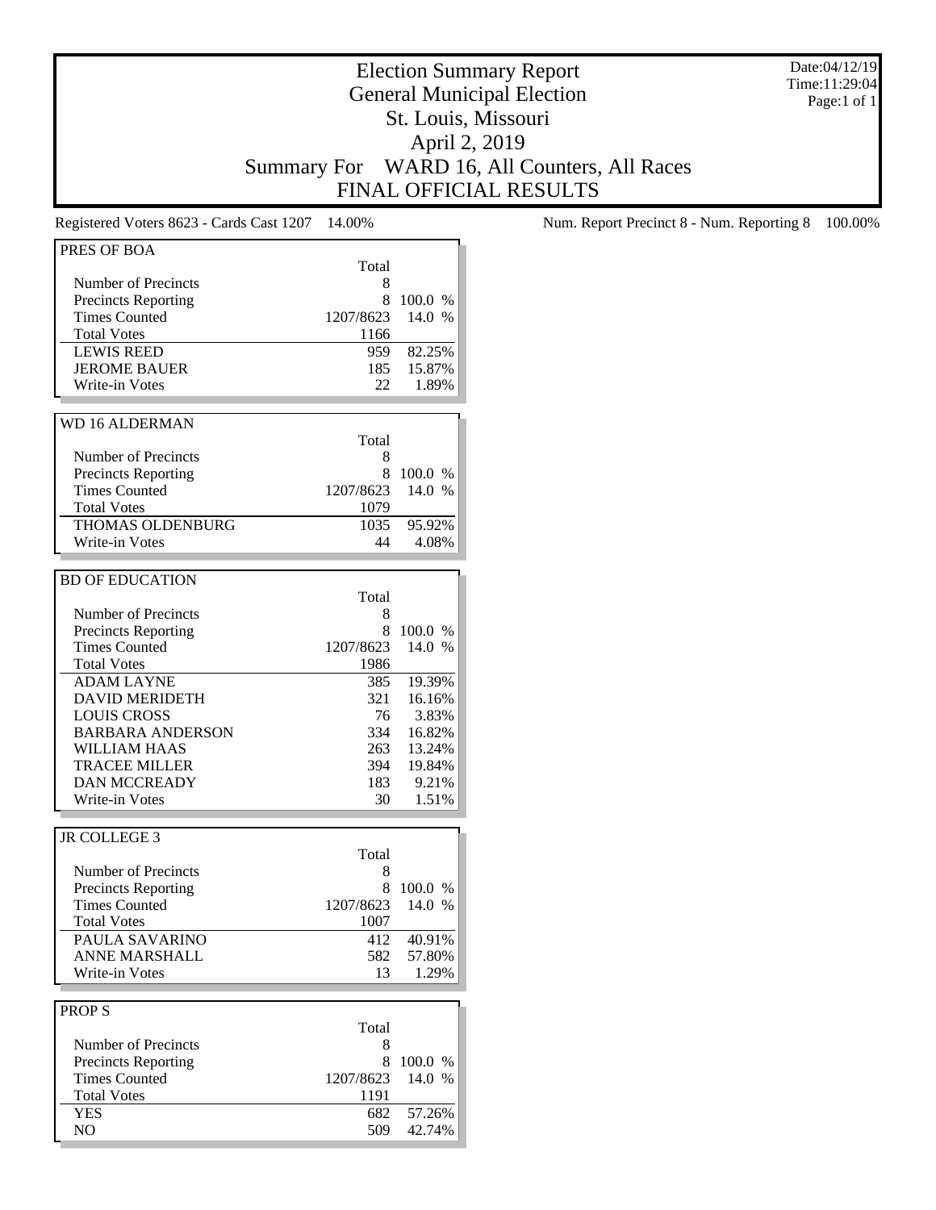# Election Summary Report
## General Municipal Election
## St. Louis, Missouri
## April 2, 2019
## Summary For WARD 16, All Counters, All Races
## FINAL OFFICIAL RESULTS

Date:04/12/19
Time:11:29:04
Page:1 of 1

Registered Voters 8623 - Cards Cast 1207 14.00%

Num. Report Precinct 8 - Num. Reporting 8 100.00%

### PRES OF BOA

| | Total | |
|---|---|---|
| Number of Precincts | 8 | |
| Precincts Reporting | 8 | 100.0 % |
| Times Counted | 1207/8623 | 14.0 % |
| Total Votes | 1166 | |
| LEWIS REED | 959 | 82.25% |
| JEROME BAUER | 185 | 15.87% |
| Write-in Votes | 22 | 1.89% |

### WD 16 ALDERMAN

| | Total | |
|---|---|---|
| Number of Precincts | 8 | |
| Precincts Reporting | 8 | 100.0 % |
| Times Counted | 1207/8623 | 14.0 % |
| Total Votes | 1079 | |
| THOMAS OLDENBURG | 1035 | 95.92% |
| Write-in Votes | 44 | 4.08% |

### BD OF EDUCATION

| | Total | |
|---|---|---|
| Number of Precincts | 8 | |
| Precincts Reporting | 8 | 100.0 % |
| Times Counted | 1207/8623 | 14.0 % |
| Total Votes | 1986 | |
| ADAM LAYNE | 385 | 19.39% |
| DAVID MERIDETH | 321 | 16.16% |
| LOUIS CROSS | 76 | 3.83% |
| BARBARA ANDERSON | 334 | 16.82% |
| WILLIAM HAAS | 263 | 13.24% |
| TRACEE MILLER | 394 | 19.84% |
| DAN MCCREADY | 183 | 9.21% |
| Write-in Votes | 30 | 1.51% |

### JR COLLEGE 3

| | Total | |
|---|---|---|
| Number of Precincts | 8 | |
| Precincts Reporting | 8 | 100.0 % |
| Times Counted | 1207/8623 | 14.0 % |
| Total Votes | 1007 | |
| PAULA SAVARINO | 412 | 40.91% |
| ANNE MARSHALL | 582 | 57.80% |
| Write-in Votes | 13 | 1.29% |

### PROP S

| | Total | |
|---|---|---|
| Number of Precincts | 8 | |
| Precincts Reporting | 8 | 100.0 % |
| Times Counted | 1207/8623 | 14.0 % |
| Total Votes | 1191 | |
| YES | 682 | 57.26% |
| NO | 509 | 42.74% |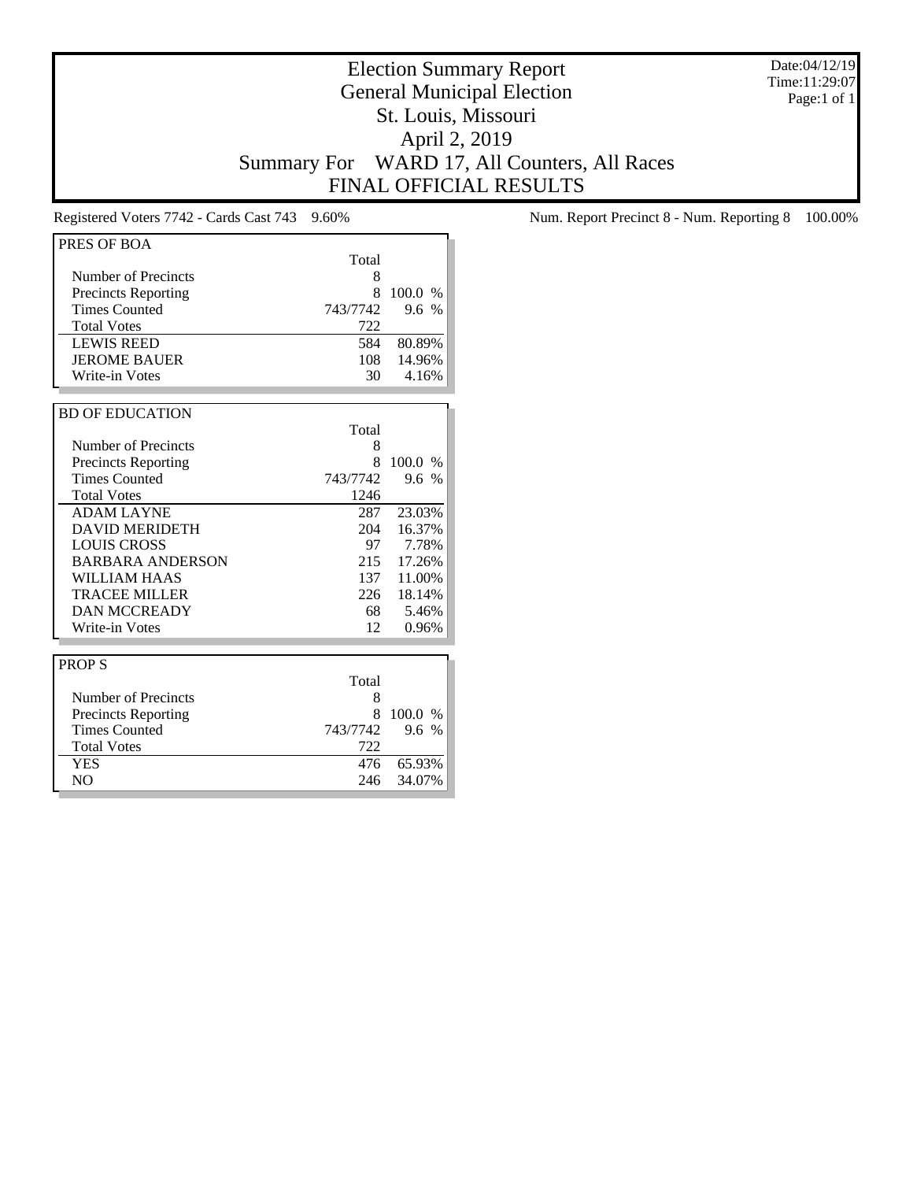# Election Summary Report
## General Municipal Election
## St. Louis, Missouri
## April 2, 2019
## Summary For WARD 17, All Counters, All Races
## FINAL OFFICIAL RESULTS

Date:04/12/19
Time:11:29:07

Registered Voters 7742 - Cards Cast 743 9.60%

Num. Report Precinct 8 - Num. Reporting 8 100.00%

### PRES OF BOA

| | Total | |
|---|---|---|
| Number of Precincts | 8 | |
| Precincts Reporting | 8 | 100.0 % |
| Times Counted | 743/7742 | 9.6 % |
| Total Votes | 722 | |
| LEWIS REED | 584 | 80.89% |
| JEROME BAUER | 108 | 14.96% |
| Write-in Votes | 30 | 4.16% |

### BD OF EDUCATION

| | Total | |
|---|---|---|
| Number of Precincts | 8 | |
| Precincts Reporting | 8 | 100.0 % |
| Times Counted | 743/7742 | 9.6 % |
| Total Votes | 1246 | |
| ADAM LAYNE | 287 | 23.03% |
| DAVID MERIDETH | 204 | 16.37% |
| LOUIS CROSS | 97 | 7.78% |
| BARBARA ANDERSON | 215 | 17.26% |
| WILLIAM HAAS | 137 | 11.00% |
| TRACEE MILLER | 226 | 18.14% |
| DAN MCCREADY | 68 | 5.46% |
| Write-in Votes | 12 | 0.96% |

### PROP S

| | Total | |
|---|---|---|
| Number of Precincts | 8 | |
| Precincts Reporting | 8 | 100.0 % |
| Times Counted | 743/7742 | 9.6 % |
| Total Votes | 722 | |
| YES | 476 | 65.93% |
| NO | 246 | 34.07% |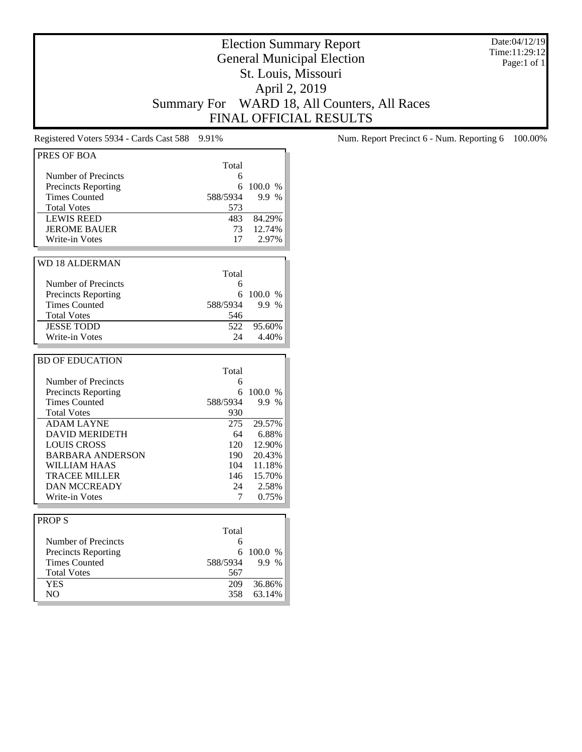# Election Summary Report
## General Municipal Election
## St. Louis, Missouri
## April 2, 2019
## Summary For WARD 18, All Counters, All Races
## FINAL OFFICIAL RESULTS

Date:04/12/19
Time:11:29:12
Page:1 of 1

Registered Voters 5934 - Cards Cast 588 9.91%

Num. Report Precinct 6 - Num. Reporting 6 100.00%

| PRES OF BOA | Total | |
|---|---|---|
| Number of Precincts | 6 | |
| Precincts Reporting | 6 | 100.0 % |
| Times Counted | 588/5934 | 9.9 % |
| Total Votes | 573 | |
| LEWIS REED | 483 | 84.29% |
| JEROME BAUER | 73 | 12.74% |
| Write-in Votes | 17 | 2.97% |

| WD 18 ALDERMAN | Total | |
|---|---|---|
| Number of Precincts | 6 | |
| Precincts Reporting | 6 | 100.0 % |
| Times Counted | 588/5934 | 9.9 % |
| Total Votes | 546 | |
| JESSE TODD | 522 | 95.60% |
| Write-in Votes | 24 | 4.40% |

| BD OF EDUCATION | Total | |
|---|---|---|
| Number of Precincts | 6 | |
| Precincts Reporting | 6 | 100.0 % |
| Times Counted | 588/5934 | 9.9 % |
| Total Votes | 930 | |
| ADAM LAYNE | 275 | 29.57% |
| DAVID MERIDETH | 64 | 6.88% |
| LOUIS CROSS | 120 | 12.90% |
| BARBARA ANDERSON | 190 | 20.43% |
| WILLIAM HAAS | 104 | 11.18% |
| TRACEE MILLER | 146 | 15.70% |
| DAN MCCREADY | 24 | 2.58% |
| Write-in Votes | 7 | 0.75% |

| PROP S | Total | |
|---|---|---|
| Number of Precincts | 6 | |
| Precincts Reporting | 6 | 100.0 % |
| Times Counted | 588/5934 | 9.9 % |
| Total Votes | 567 | |
| YES | 209 | 36.86% |
| NO | 358 | 63.14% |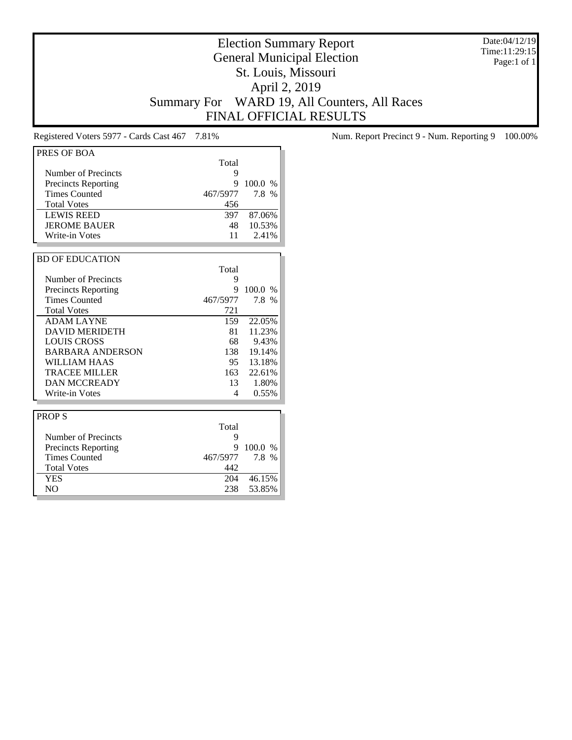# Election Summary Report

## General Municipal Election

## St. Louis, Missouri

## April 2, 2019

## Summary For WARD 19, All Counters, All Races

## FINAL OFFICIAL RESULTS

Date:04/12/19
Time:11:29:15
Page:1 of 1

Registered Voters 5977 - Cards Cast 467 7.81%

Num. Report Precinct 9 - Num. Reporting 9 100.00%

| PRES OF BOA | Total | |
|---|---|---|
| Number of Precincts | 9 | |
| Precincts Reporting | 9 | 100.0 % |
| Times Counted | 467/5977 | 7.8 % |
| Total Votes | 456 | |
| LEWIS REED | 397 | 87.06% |
| JEROME BAUER | 48 | 10.53% |
| Write-in Votes | 11 | 2.41% |

| BD OF EDUCATION | Total | |
|---|---|---|
| Number of Precincts | 9 | |
| Precincts Reporting | 9 | 100.0 % |
| Times Counted | 467/5977 | 7.8 % |
| Total Votes | 721 | |
| ADAM LAYNE | 159 | 22.05% |
| DAVID MERIDETH | 81 | 11.23% |
| LOUIS CROSS | 68 | 9.43% |
| BARBARA ANDERSON | 138 | 19.14% |
| WILLIAM HAAS | 95 | 13.18% |
| TRACEE MILLER | 163 | 22.61% |
| DAN MCCREADY | 13 | 1.80% |
| Write-in Votes | 4 | 0.55% |

| PROP S | Total | |
|---|---|---|
| Number of Precincts | 9 | |
| Precincts Reporting | 9 | 100.0 % |
| Times Counted | 467/5977 | 7.8 % |
| Total Votes | 442 | |
| YES | 204 | 46.15% |
| NO | 238 | 53.85% |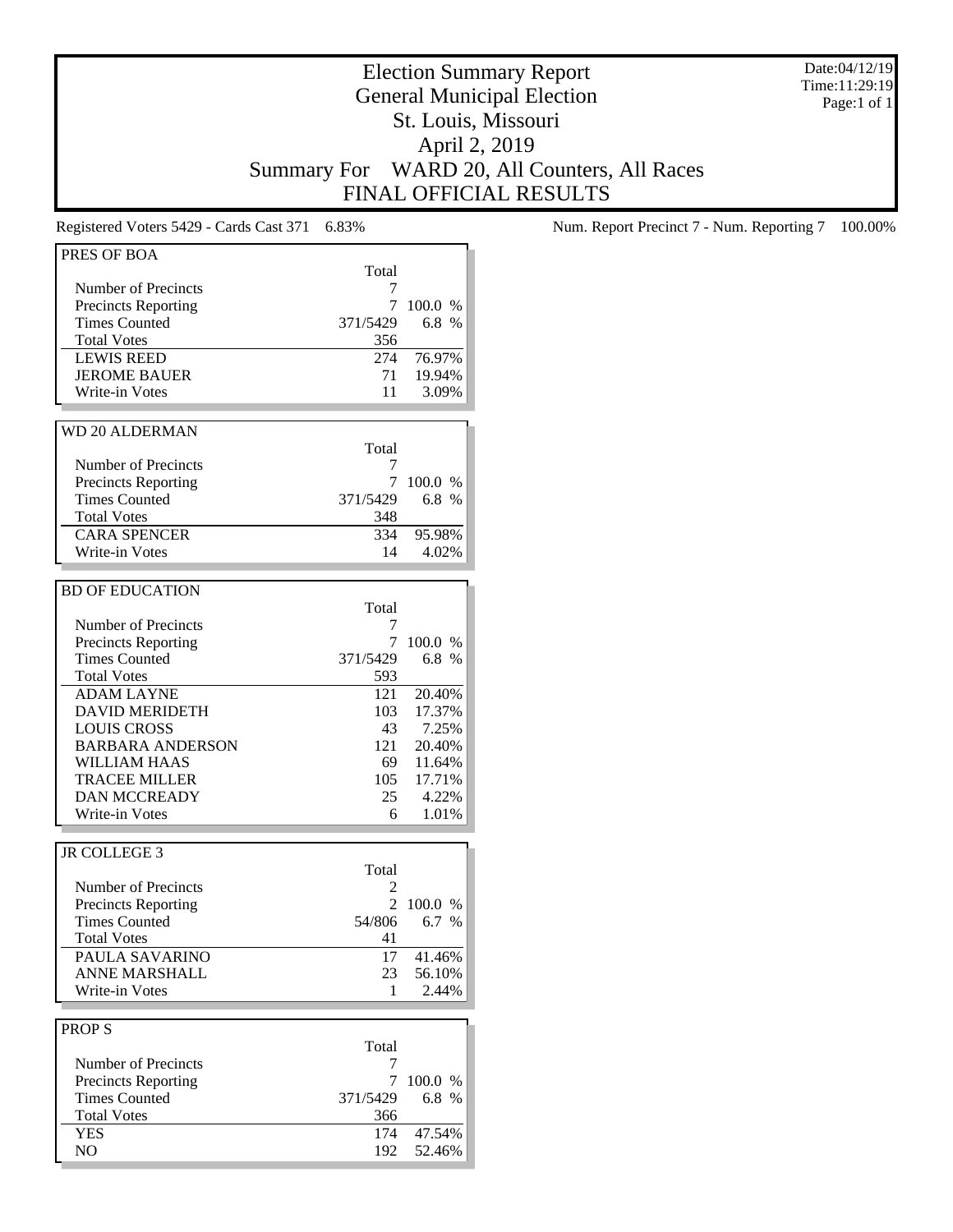# Election Summary Report
## General Municipal Election
## St. Louis, Missouri
## April 2, 2019
## Summary For WARD 20, All Counters, All Races
## FINAL OFFICIAL RESULTS

Date:04/12/19
Time:11:29:19
Page:1 of 1

Registered Voters 5429 - Cards Cast 371 6.83%

Num. Report Precinct 7 - Num. Reporting 7 100.00%

**PRES OF BOA**

| | Total | |
|---|---|---|
| Number of Precincts | 7 | |
| Precincts Reporting | 7 | 100.0 % |
| Times Counted | 371/5429 | 6.8 % |
| Total Votes | 356 | |
| LEWIS REED | 274 | 76.97% |
| JEROME BAUER | 71 | 19.94% |
| Write-in Votes | 11 | 3.09% |

**WD 20 ALDERMAN**

| | Total | |
|---|---|---|
| Number of Precincts | 7 | |
| Precincts Reporting | 7 | 100.0 % |
| Times Counted | 371/5429 | 6.8 % |
| Total Votes | 348 | |
| CARA SPENCER | 334 | 95.98% |
| Write-in Votes | 14 | 4.02% |

**BD OF EDUCATION**

| | Total | |
|---|---|---|
| Number of Precincts | 7 | |
| Precincts Reporting | 7 | 100.0 % |
| Times Counted | 371/5429 | 6.8 % |
| Total Votes | 593 | |
| ADAM LAYNE | 121 | 20.40% |
| DAVID MERIDETH | 103 | 17.37% |
| LOUIS CROSS | 43 | 7.25% |
| BARBARA ANDERSON | 121 | 20.40% |
| WILLIAM HAAS | 69 | 11.64% |
| TRACEE MILLER | 105 | 17.71% |
| DAN MCCREADY | 25 | 4.22% |
| Write-in Votes | 6 | 1.01% |

**JR COLLEGE 3**

| | Total | |
|---|---|---|
| Number of Precincts | 2 | |
| Precincts Reporting | 2 | 100.0 % |
| Times Counted | 54/806 | 6.7 % |
| Total Votes | 41 | |
| PAULA SAVARINO | 17 | 41.46% |
| ANNE MARSHALL | 23 | 56.10% |
| Write-in Votes | 1 | 2.44% |

**PROP S**

| | Total | |
|---|---|---|
| Number of Precincts | 7 | |
| Precincts Reporting | 7 | 100.0 % |
| Times Counted | 371/5429 | 6.8 % |
| Total Votes | 366 | |
| YES | 174 | 47.54% |
| NO | 192 | 52.46% |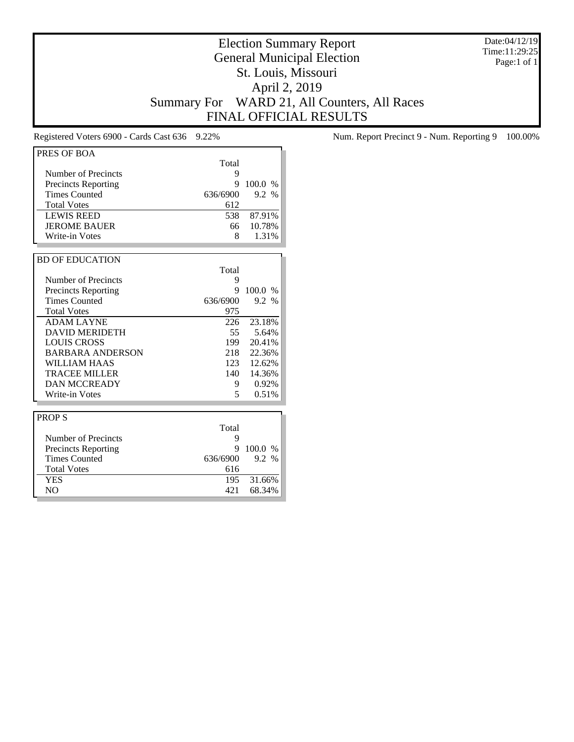# Election Summary Report
## General Municipal Election
## St. Louis, Missouri
## April 2, 2019
## Summary For WARD 21, All Counters, All Races
## FINAL OFFICIAL RESULTS

Date:04/12/19
Time:11:29:25
Page:1 of 1

Registered Voters 6900 - Cards Cast 636 9.22%

Num. Report Precinct 9 - Num. Reporting 9 100.00%

| PRES OF BOA | Total | |
|---|---|---|
| Number of Precincts | 9 | |
| Precincts Reporting | 9 | 100.0 % |
| Times Counted | 636/6900 | 9.2 % |
| Total Votes | 612 | |
| LEWIS REED | 538 | 87.91% |
| JEROME BAUER | 66 | 10.78% |
| Write-in Votes | 8 | 1.31% |

| BD OF EDUCATION | Total | |
|---|---|---|
| Number of Precincts | 9 | |
| Precincts Reporting | 9 | 100.0 % |
| Times Counted | 636/6900 | 9.2 % |
| Total Votes | 975 | |
| ADAM LAYNE | 226 | 23.18% |
| DAVID MERIDETH | 55 | 5.64% |
| LOUIS CROSS | 199 | 20.41% |
| BARBARA ANDERSON | 218 | 22.36% |
| WILLIAM HAAS | 123 | 12.62% |
| TRACEE MILLER | 140 | 14.36% |
| DAN MCCREADY | 9 | 0.92% |
| Write-in Votes | 5 | 0.51% |

| PROP S | Total | |
|---|---|---|
| Number of Precincts | 9 | |
| Precincts Reporting | 9 | 100.0 % |
| Times Counted | 636/6900 | 9.2 % |
| Total Votes | 616 | |
| YES | 195 | 31.66% |
| NO | 421 | 68.34% |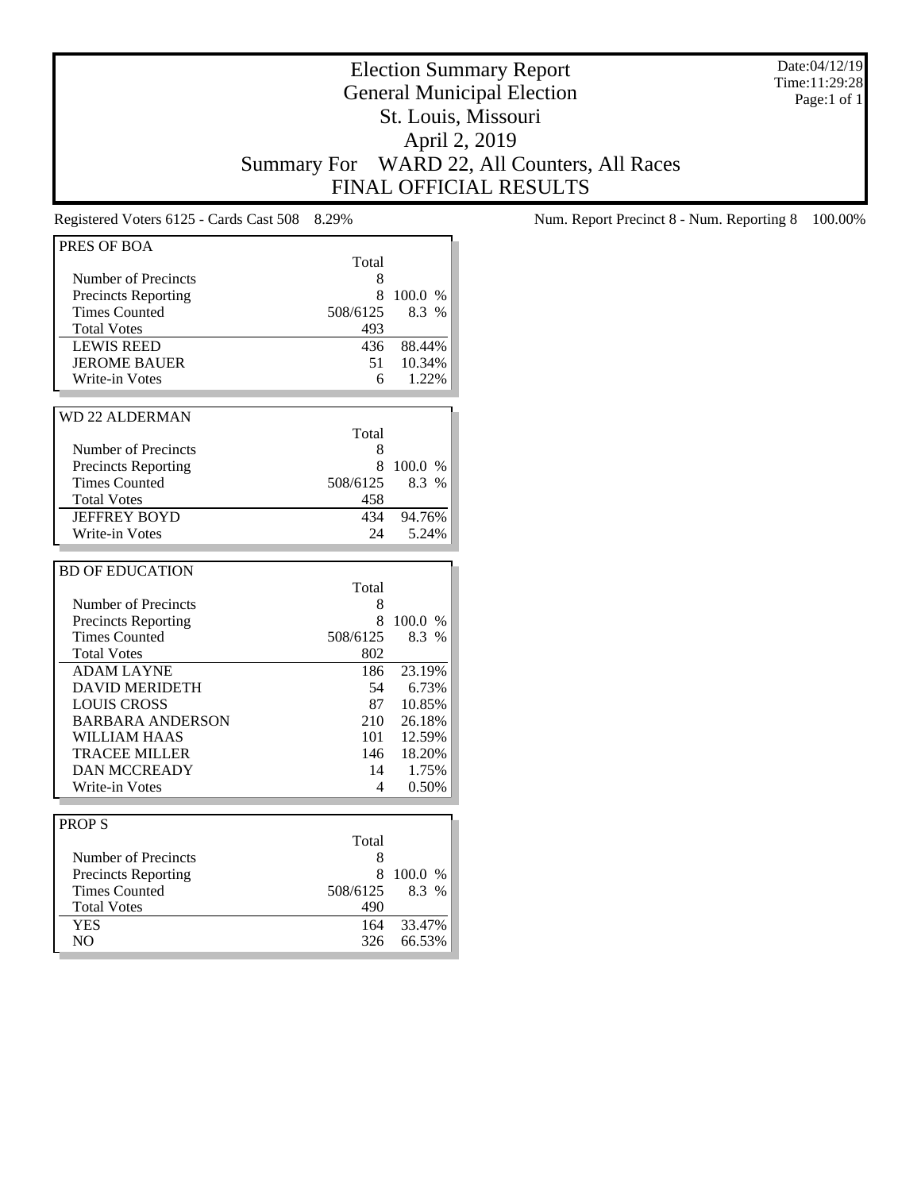# Election Summary Report
## General Municipal Election
## St. Louis, Missouri
## April 2, 2019
## Summary For WARD 22, All Counters, All Races
## FINAL OFFICIAL RESULTS

Date:04/12/19
Time:11:29:28
Page:1 of 1

Registered Voters 6125 - Cards Cast 508 8.29%

Num. Report Precinct 8 - Num. Reporting 8 100.00%

| PRES OF BOA | Total | |
|---|---|---|
| Number of Precincts | 8 | |
| Precincts Reporting | 8 | 100.0 % |
| Times Counted | 508/6125 | 8.3 % |
| Total Votes | 493 | |
| LEWIS REED | 436 | 88.44% |
| JEROME BAUER | 51 | 10.34% |
| Write-in Votes | 6 | 1.22% |

| WD 22 ALDERMAN | Total | |
|---|---|---|
| Number of Precincts | 8 | |
| Precincts Reporting | 8 | 100.0 % |
| Times Counted | 508/6125 | 8.3 % |
| Total Votes | 458 | |
| JEFFREY BOYD | 434 | 94.76% |
| Write-in Votes | 24 | 5.24% |

| BD OF EDUCATION | Total | |
|---|---|---|
| Number of Precincts | 8 | |
| Precincts Reporting | 8 | 100.0 % |
| Times Counted | 508/6125 | 8.3 % |
| Total Votes | 802 | |
| ADAM LAYNE | 186 | 23.19% |
| DAVID MERIDETH | 54 | 6.73% |
| LOUIS CROSS | 87 | 10.85% |
| BARBARA ANDERSON | 210 | 26.18% |
| WILLIAM HAAS | 101 | 12.59% |
| TRACEE MILLER | 146 | 18.20% |
| DAN MCCREADY | 14 | 1.75% |
| Write-in Votes | 4 | 0.50% |

| PROP S | Total | |
|---|---|---|
| Number of Precincts | 8 | |
| Precincts Reporting | 8 | 100.0 % |
| Times Counted | 508/6125 | 8.3 % |
| Total Votes | 490 | |
| YES | 164 | 33.47% |
| NO | 326 | 66.53% |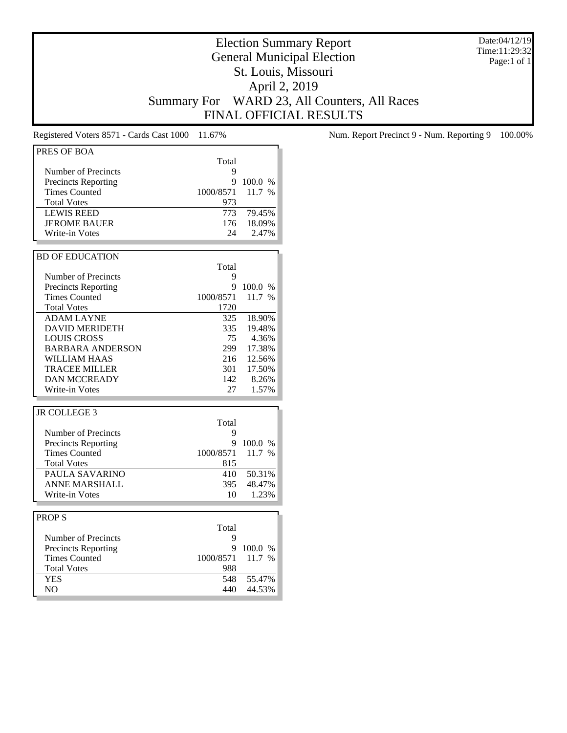# Election Summary Report
## General Municipal Election
## St. Louis, Missouri
## April 2, 2019
## Summary For WARD 23, All Counters, All Races
## FINAL OFFICIAL RESULTS

Date:04/12/19
Time:11:29:32
Page:1 of 1

Registered Voters 8571 - Cards Cast 1000 11.67%

Num. Report Precinct 9 - Num. Reporting 9 100.00%

### PRES OF BOA

| | Total | |
|---|---|---|
| Number of Precincts | 9 | |
| Precincts Reporting | 9 | 100.0 % |
| Times Counted | 1000/8571 | 11.7 % |
| Total Votes | 973 | |
| LEWIS REED | 773 | 79.45% |
| JEROME BAUER | 176 | 18.09% |
| Write-in Votes | 24 | 2.47% |

### BD OF EDUCATION

| | Total | |
|---|---|---|
| Number of Precincts | 9 | |
| Precincts Reporting | 9 | 100.0 % |
| Times Counted | 1000/8571 | 11.7 % |
| Total Votes | 1720 | |
| ADAM LAYNE | 325 | 18.90% |
| DAVID MERIDETH | 335 | 19.48% |
| LOUIS CROSS | 75 | 4.36% |
| BARBARA ANDERSON | 299 | 17.38% |
| WILLIAM HAAS | 216 | 12.56% |
| TRACEE MILLER | 301 | 17.50% |
| DAN MCCREADY | 142 | 8.26% |
| Write-in Votes | 27 | 1.57% |

### JR COLLEGE 3

| | Total | |
|---|---|---|
| Number of Precincts | 9 | |
| Precincts Reporting | 9 | 100.0 % |
| Times Counted | 1000/8571 | 11.7 % |
| Total Votes | 815 | |
| PAULA SAVARINO | 410 | 50.31% |
| ANNE MARSHALL | 395 | 48.47% |
| Write-in Votes | 10 | 1.23% |

### PROP S

| | Total | |
|---|---|---|
| Number of Precincts | 9 | |
| Precincts Reporting | 9 | 100.0 % |
| Times Counted | 1000/8571 | 11.7 % |
| Total Votes | 988 | |
| YES | 548 | 55.47% |
| NO | 440 | 44.53% |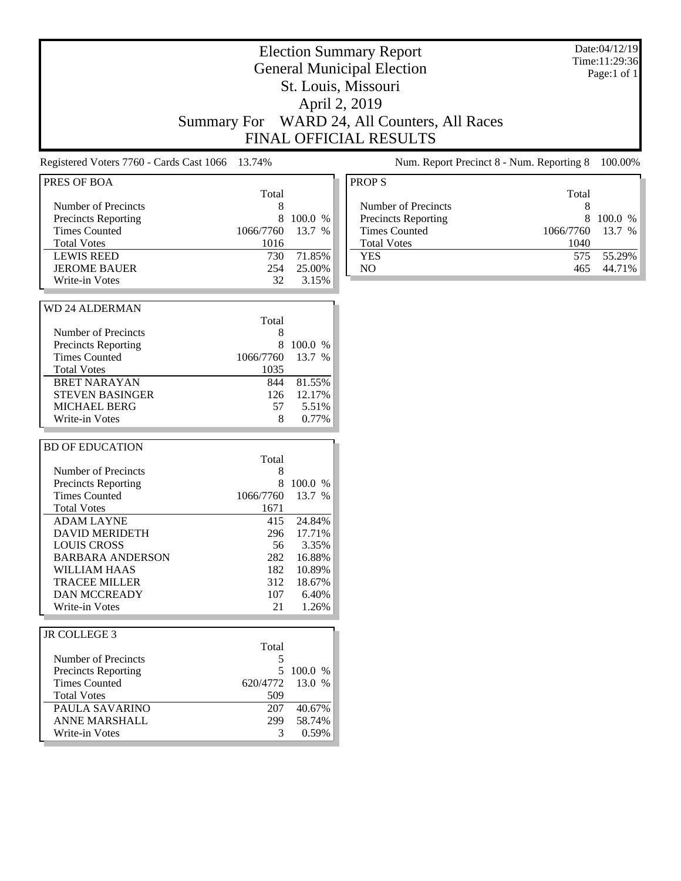# Election Summary Report

## General Municipal Election

## St. Louis, Missouri

## April 2, 2019

## Summary For WARD 24, All Counters, All Races

## FINAL OFFICIAL RESULTS

Date:04/12/19
Time:11:29:36
Page:1 of 1

Registered Voters 7760 - Cards Cast 1066 13.74%

Num. Report Precinct 8 - Num. Reporting 8 100.00%

| PRES OF BOA | Total | |
|---|---|---|
| Number of Precincts | 8 | |
| Precincts Reporting | 8 | 100.0 % |
| Times Counted | 1066/7760 | 13.7 % |
| Total Votes | 1016 | |
| LEWIS REED | 730 | 71.85% |
| JEROME BAUER | 254 | 25.00% |
| Write-in Votes | 32 | 3.15% |

| WD 24 ALDERMAN | Total | |
|---|---|---|
| Number of Precincts | 8 | |
| Precincts Reporting | 8 | 100.0 % |
| Times Counted | 1066/7760 | 13.7 % |
| Total Votes | 1035 | |
| BRET NARAYAN | 844 | 81.55% |
| STEVEN BASINGER | 126 | 12.17% |
| MICHAEL BERG | 57 | 5.51% |
| Write-in Votes | 8 | 0.77% |

| BD OF EDUCATION | Total | |
|---|---|---|
| Number of Precincts | 8 | |
| Precincts Reporting | 8 | 100.0 % |
| Times Counted | 1066/7760 | 13.7 % |
| Total Votes | 1671 | |
| ADAM LAYNE | 415 | 24.84% |
| DAVID MERIDETH | 296 | 17.71% |
| LOUIS CROSS | 56 | 3.35% |
| BARBARA ANDERSON | 282 | 16.88% |
| WILLIAM HAAS | 182 | 10.89% |
| TRACEE MILLER | 312 | 18.67% |
| DAN MCCREADY | 107 | 6.40% |
| Write-in Votes | 21 | 1.26% |

| JR COLLEGE 3 | Total | |
|---|---|---|
| Number of Precincts | 5 | |
| Precincts Reporting | 5 | 100.0 % |
| Times Counted | 620/4772 | 13.0 % |
| Total Votes | 509 | |
| PAULA SAVARINO | 207 | 40.67% |
| ANNE MARSHALL | 299 | 58.74% |
| Write-in Votes | 3 | 0.59% |

| PROP S | Total | |
|---|---|---|
| Number of Precincts | 8 | |
| Precincts Reporting | 8 | 100.0 % |
| Times Counted | 1066/7760 | 13.7 % |
| Total Votes | 1040 | |
| YES | 575 | 55.29% |
| NO | 465 | 44.71% |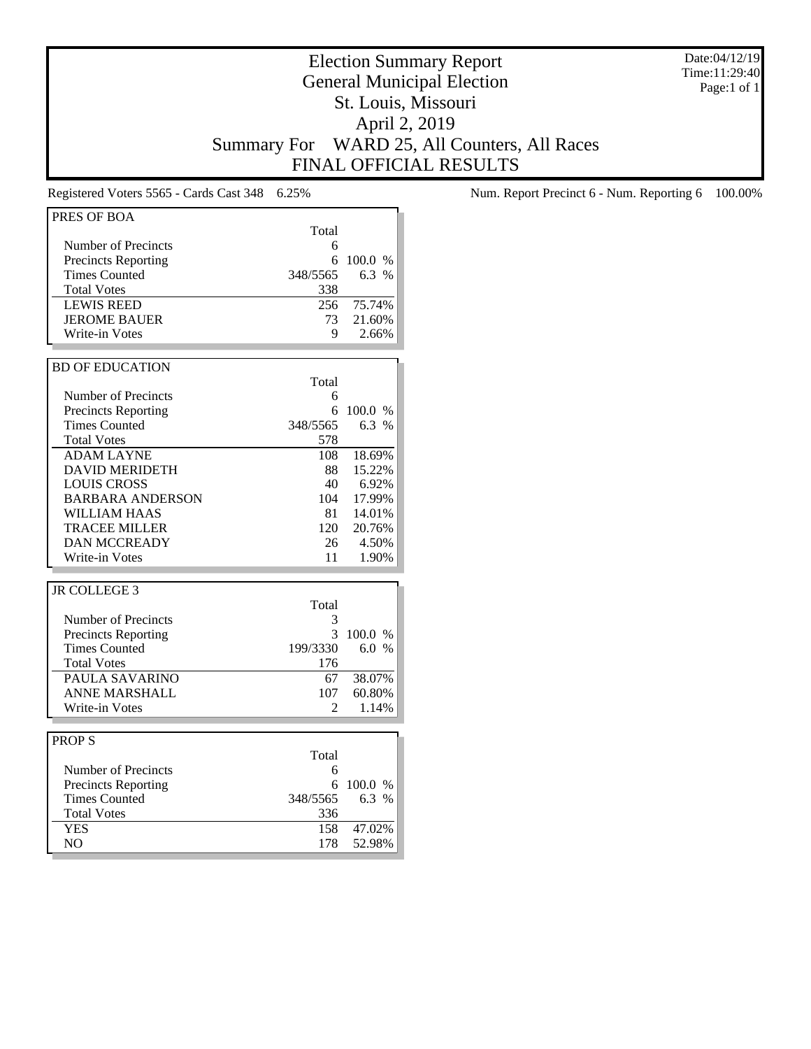# Election Summary Report
## General Municipal Election
## St. Louis, Missouri
## April 2, 2019
## Summary For WARD 25, All Counters, All Races
## FINAL OFFICIAL RESULTS

Date:04/12/19
Time:11:29:40
Page:1 of 1

Registered Voters 5565 - Cards Cast 348 6.25%

Num. Report Precinct 6 - Num. Reporting 6 100.00%

| PRES OF BOA | Total | |
|---|---|---|
| Number of Precincts | 6 | |
| Precincts Reporting | 6 | 100.0 % |
| Times Counted | 348/5565 | 6.3 % |
| Total Votes | 338 | |
| LEWIS REED | 256 | 75.74% |
| JEROME BAUER | 73 | 21.60% |
| Write-in Votes | 9 | 2.66% |

| BD OF EDUCATION | Total | |
|---|---|---|
| Number of Precincts | 6 | |
| Precincts Reporting | 6 | 100.0 % |
| Times Counted | 348/5565 | 6.3 % |
| Total Votes | 578 | |
| ADAM LAYNE | 108 | 18.69% |
| DAVID MERIDETH | 88 | 15.22% |
| LOUIS CROSS | 40 | 6.92% |
| BARBARA ANDERSON | 104 | 17.99% |
| WILLIAM HAAS | 81 | 14.01% |
| TRACEE MILLER | 120 | 20.76% |
| DAN MCCREADY | 26 | 4.50% |
| Write-in Votes | 11 | 1.90% |

| JR COLLEGE 3 | Total | |
|---|---|---|
| Number of Precincts | 3 | |
| Precincts Reporting | 3 | 100.0 % |
| Times Counted | 199/3330 | 6.0 % |
| Total Votes | 176 | |
| PAULA SAVARINO | 67 | 38.07% |
| ANNE MARSHALL | 107 | 60.80% |
| Write-in Votes | 2 | 1.14% |

| PROP S | Total | |
|---|---|---|
| Number of Precincts | 6 | |
| Precincts Reporting | 6 | 100.0 % |
| Times Counted | 348/5565 | 6.3 % |
| Total Votes | 336 | |
| YES | 158 | 47.02% |
| NO | 178 | 52.98% |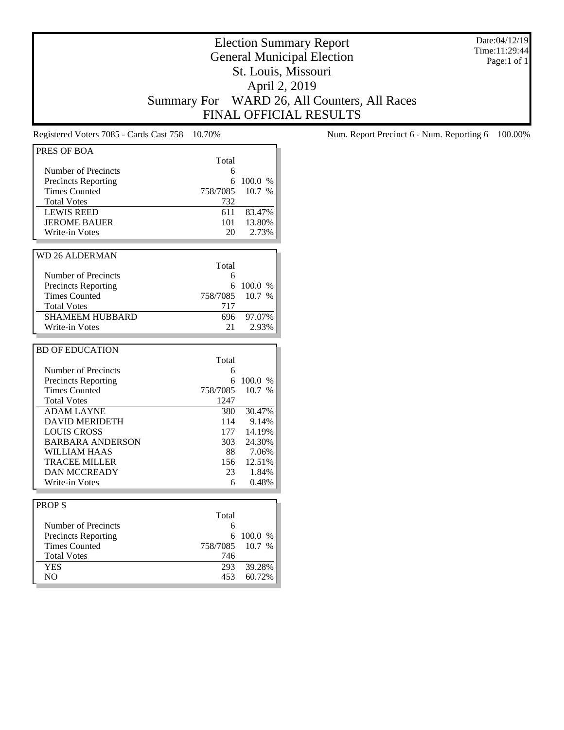# Election Summary Report
## General Municipal Election
## St. Louis, Missouri
## April 2, 2019
## Summary For WARD 26, All Counters, All Races
## FINAL OFFICIAL RESULTS

Date:04/12/19
Time:11:29:44
Page:1 of 1

Registered Voters 7085 - Cards Cast 758 10.70%

Num. Report Precinct 6 - Num. Reporting 6 100.00%

| PRES OF BOA | Total | |
|---|---|---|
| Number of Precincts | 6 | |
| Precincts Reporting | 6 | 100.0 % |
| Times Counted | 758/7085 | 10.7 % |
| Total Votes | 732 | |
| LEWIS REED | 611 | 83.47% |
| JEROME BAUER | 101 | 13.80% |
| Write-in Votes | 20 | 2.73% |

| WD 26 ALDERMAN | Total | |
|---|---|---|
| Number of Precincts | 6 | |
| Precincts Reporting | 6 | 100.0 % |
| Times Counted | 758/7085 | 10.7 % |
| Total Votes | 717 | |
| SHAMEEM HUBBARD | 696 | 97.07% |
| Write-in Votes | 21 | 2.93% |

| BD OF EDUCATION | Total | |
|---|---|---|
| Number of Precincts | 6 | |
| Precincts Reporting | 6 | 100.0 % |
| Times Counted | 758/7085 | 10.7 % |
| Total Votes | 1247 | |
| ADAM LAYNE | 380 | 30.47% |
| DAVID MERIDETH | 114 | 9.14% |
| LOUIS CROSS | 177 | 14.19% |
| BARBARA ANDERSON | 303 | 24.30% |
| WILLIAM HAAS | 88 | 7.06% |
| TRACEE MILLER | 156 | 12.51% |
| DAN MCCREADY | 23 | 1.84% |
| Write-in Votes | 6 | 0.48% |

| PROP S | Total | |
|---|---|---|
| Number of Precincts | 6 | |
| Precincts Reporting | 6 | 100.0 % |
| Times Counted | 758/7085 | 10.7 % |
| Total Votes | 746 | |
| YES | 293 | 39.28% |
| NO | 453 | 60.72% |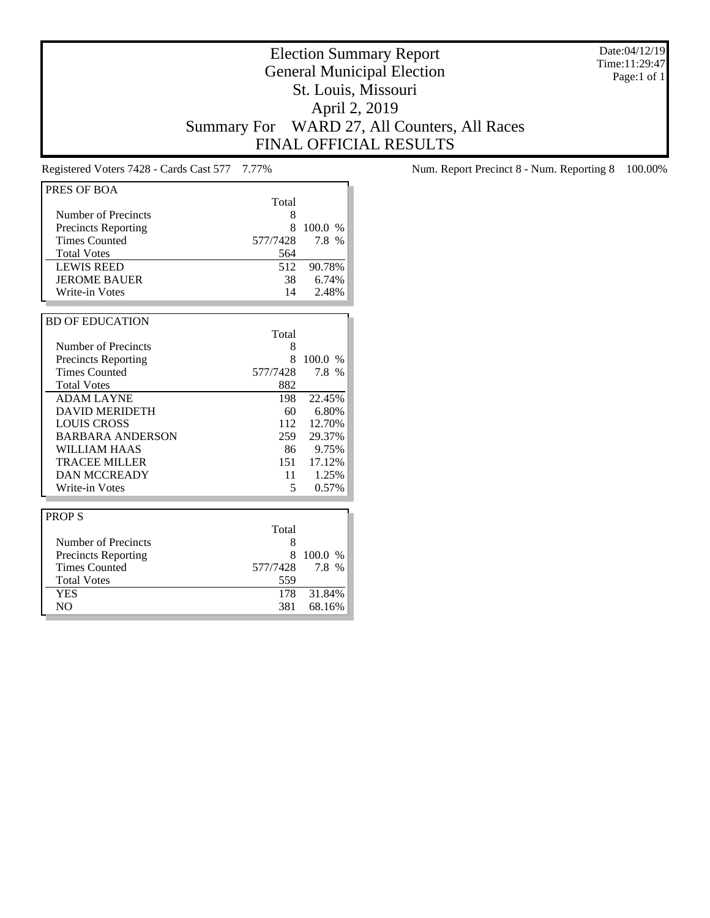# Election Summary Report

## General Municipal Election

## St. Louis, Missouri

## April 2, 2019

## Summary For WARD 27, All Counters, All Races

## FINAL OFFICIAL RESULTS

Date:04/12/19
Time:11:29:47
Page:1 of 1

Registered Voters 7428 - Cards Cast 577 7.77%

Num. Report Precinct 8 - Num. Reporting 8 100.00%

| PRES OF BOA | Total | |
|---|---|---|
| Number of Precincts | 8 | |
| Precincts Reporting | 8 | 100.0 % |
| Times Counted | 577/7428 | 7.8 % |
| Total Votes | 564 | |
| LEWIS REED | 512 | 90.78% |
| JEROME BAUER | 38 | 6.74% |
| Write-in Votes | 14 | 2.48% |

| BD OF EDUCATION | Total | |
|---|---|---|
| Number of Precincts | 8 | |
| Precincts Reporting | 8 | 100.0 % |
| Times Counted | 577/7428 | 7.8 % |
| Total Votes | 882 | |
| ADAM LAYNE | 198 | 22.45% |
| DAVID MERIDETH | 60 | 6.80% |
| LOUIS CROSS | 112 | 12.70% |
| BARBARA ANDERSON | 259 | 29.37% |
| WILLIAM HAAS | 86 | 9.75% |
| TRACEE MILLER | 151 | 17.12% |
| DAN MCCREADY | 11 | 1.25% |
| Write-in Votes | 5 | 0.57% |

| PROP S | Total | |
|---|---|---|
| Number of Precincts | 8 | |
| Precincts Reporting | 8 | 100.0 % |
| Times Counted | 577/7428 | 7.8 % |
| Total Votes | 559 | |
| YES | 178 | 31.84% |
| NO | 381 | 68.16% |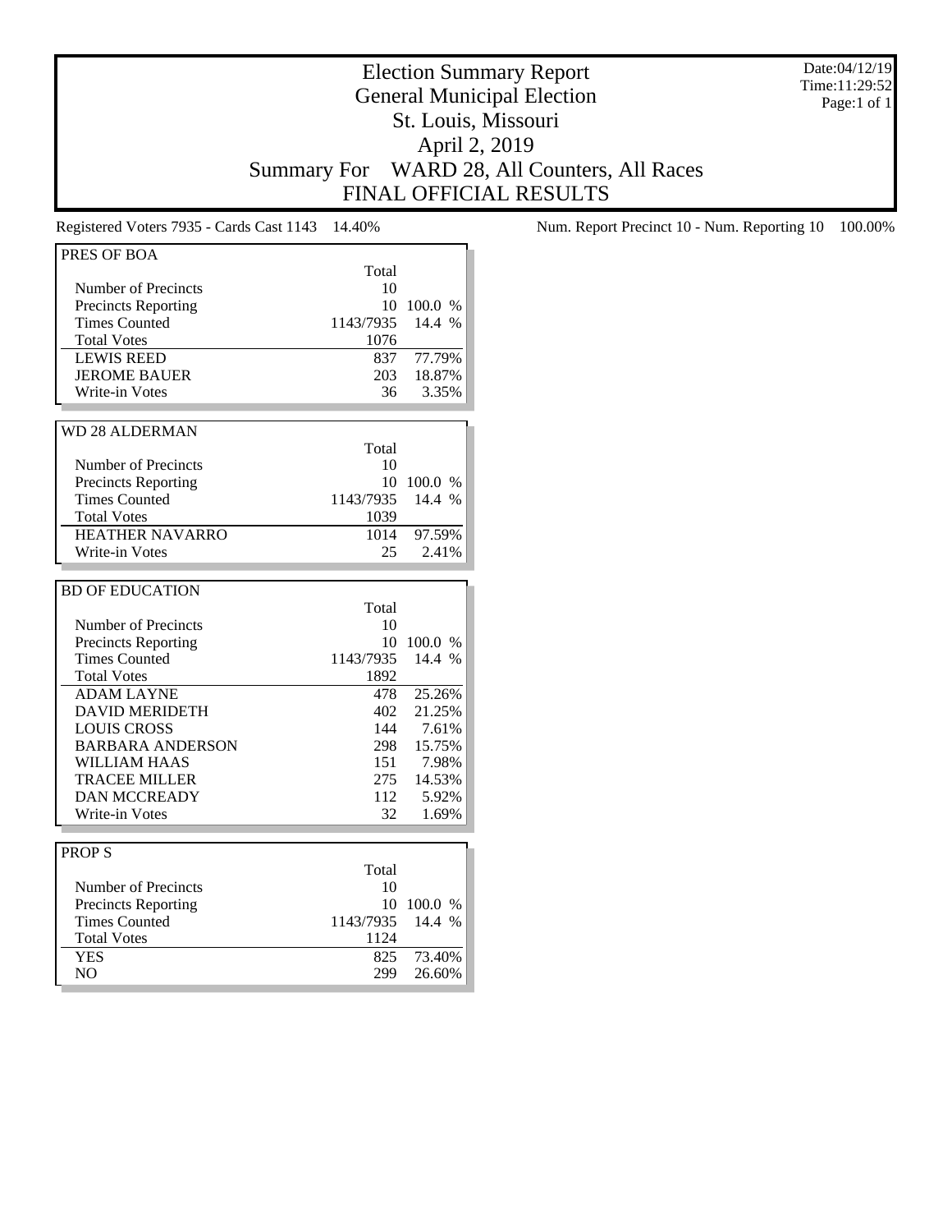# Election Summary Report
## General Municipal Election
## St. Louis, Missouri
## April 2, 2019
## Summary For WARD 28, All Counters, All Races
## FINAL OFFICIAL RESULTS

Date:04/12/19
Time:11:29:52
Page:1 of 1

Registered Voters 7935 - Cards Cast 1143 14.40%

Num. Report Precinct 10 - Num. Reporting 10 100.00%

| PRES OF BOA | Total | |
|---|---|---|
| Number of Precincts | 10 | |
| Precincts Reporting | 10 | 100.0 % |
| Times Counted | 1143/7935 | 14.4 % |
| Total Votes | 1076 | |
| LEWIS REED | 837 | 77.79% |
| JEROME BAUER | 203 | 18.87% |
| Write-in Votes | 36 | 3.35% |

| WD 28 ALDERMAN | Total | |
|---|---|---|
| Number of Precincts | 10 | |
| Precincts Reporting | 10 | 100.0 % |
| Times Counted | 1143/7935 | 14.4 % |
| Total Votes | 1039 | |
| HEATHER NAVARRO | 1014 | 97.59% |
| Write-in Votes | 25 | 2.41% |

| BD OF EDUCATION | Total | |
|---|---|---|
| Number of Precincts | 10 | |
| Precincts Reporting | 10 | 100.0 % |
| Times Counted | 1143/7935 | 14.4 % |
| Total Votes | 1892 | |
| ADAM LAYNE | 478 | 25.26% |
| DAVID MERIDETH | 402 | 21.25% |
| LOUIS CROSS | 144 | 7.61% |
| BARBARA ANDERSON | 298 | 15.75% |
| WILLIAM HAAS | 151 | 7.98% |
| TRACEE MILLER | 275 | 14.53% |
| DAN MCCREADY | 112 | 5.92% |
| Write-in Votes | 32 | 1.69% |

| PROP S | Total | |
|---|---|---|
| Number of Precincts | 10 | |
| Precincts Reporting | 10 | 100.0 % |
| Times Counted | 1143/7935 | 14.4 % |
| Total Votes | 1124 | |
| YES | 825 | 73.40% |
| NO | 299 | 26.60% |